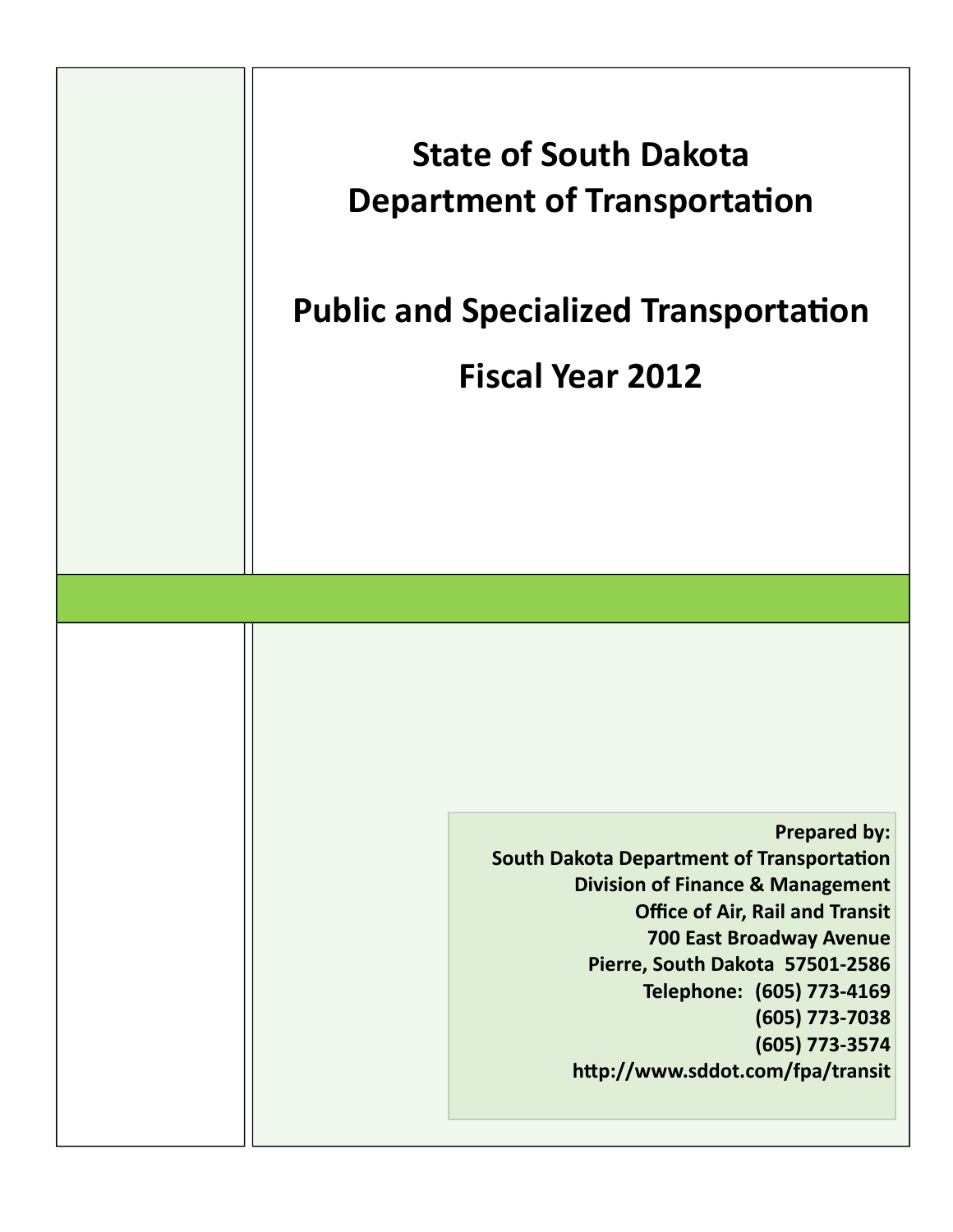# State of South Dakota Department of Transportation

## Public and Specialized Transportation

## Fiscal Year 2012

**Prepared by:**
**South Dakota Department of Transportation**
**Division of Finance & Management**
**Office of Air, Rail and Transit**
**700 East Broadway Avenue**
**Pierre, South Dakota 57501-2586**
**Telephone: (605) 773-4169**
**(605) 773-7038**
**(605) 773-3574**
**http://www.sddot.com/fpa/transit**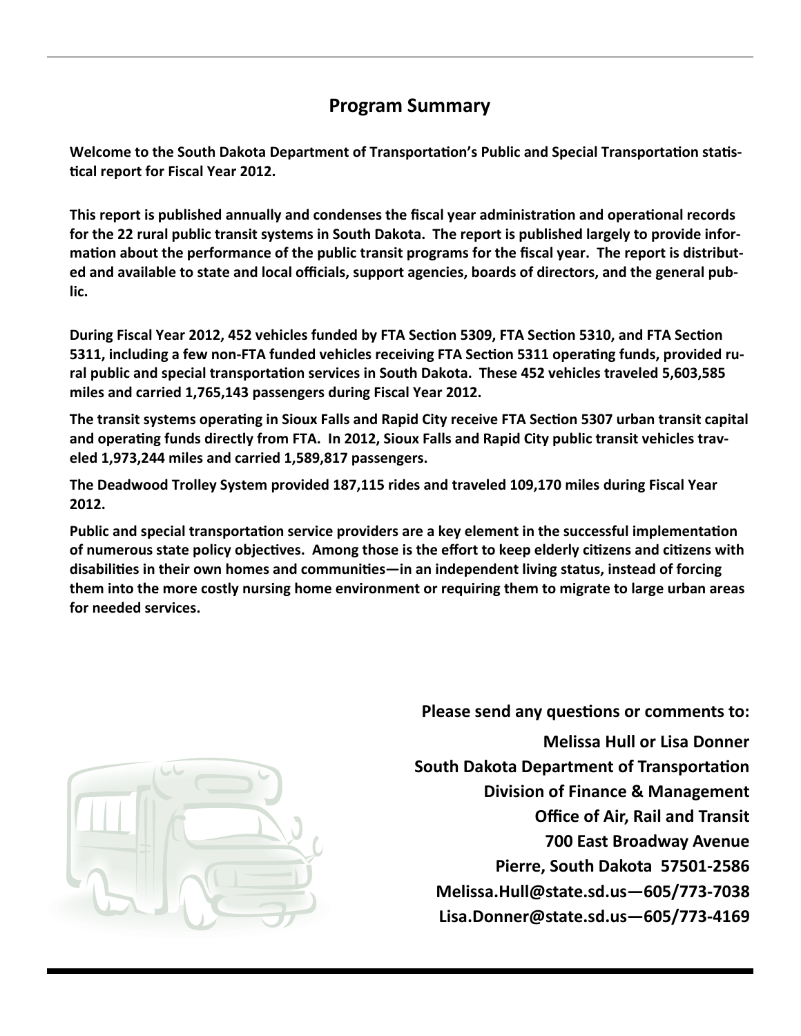## Program Summary

**Welcome to the South Dakota Department of Transportation's Public and Special Transportation statistical report for Fiscal Year 2012.**

**This report is published annually and condenses the fiscal year administration and operational records for the 22 rural public transit systems in South Dakota. The report is published largely to provide information about the performance of the public transit programs for the fiscal year. The report is distributed and available to state and local officials, support agencies, boards of directors, and the general public.**

**During Fiscal Year 2012, 452 vehicles funded by FTA Section 5309, FTA Section 5310, and FTA Section 5311, including a few non-FTA funded vehicles receiving FTA Section 5311 operating funds, provided rural public and special transportation services in South Dakota. These 452 vehicles traveled 5,603,585 miles and carried 1,765,143 passengers during Fiscal Year 2012.**

**The transit systems operating in Sioux Falls and Rapid City receive FTA Section 5307 urban transit capital and operating funds directly from FTA. In 2012, Sioux Falls and Rapid City public transit vehicles traveled 1,973,244 miles and carried 1,589,817 passengers.**

**The Deadwood Trolley System provided 187,115 rides and traveled 109,170 miles during Fiscal Year 2012.**

**Public and special transportation service providers are a key element in the successful implementation of numerous state policy objectives. Among those is the effort to keep elderly citizens and citizens with disabilities in their own homes and communities—in an independent living status, instead of forcing them into the more costly nursing home environment or requiring them to migrate to large urban areas for needed services.**

**Please send any questions or comments to:**

**Melissa Hull or Lisa Donner**
**South Dakota Department of Transportation**
**Division of Finance & Management**
**Office of Air, Rail and Transit**
**700 East Broadway Avenue**
**Pierre, South Dakota 57501-2586**
**Melissa.Hull@state.sd.us—605/773-7038**
**Lisa.Donner@state.sd.us—605/773-4169**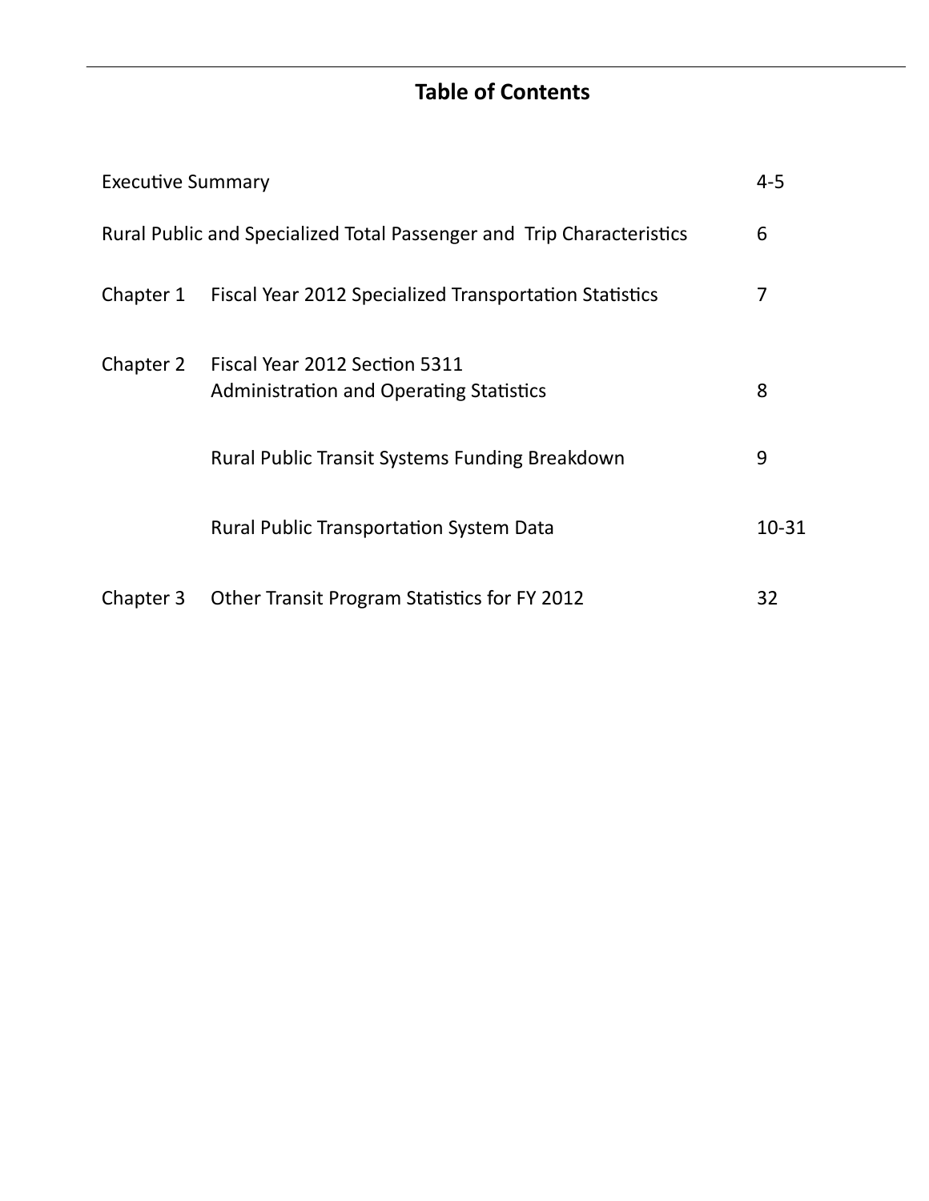# Table of Contents

| | | |
|---|---|---|
| Executive Summary | | 4-5 |
| Rural Public and Specialized Total Passenger and Trip Characteristics | | 6 |
| Chapter 1 | Fiscal Year 2012 Specialized Transportation Statistics | 7 |
| Chapter 2 | Fiscal Year 2012 Section 5311 Administration and Operating Statistics | 8 |
| | Rural Public Transit Systems Funding Breakdown | 9 |
| | Rural Public Transportation System Data | 10-31 |
| Chapter 3 | Other Transit Program Statistics for FY 2012 | 32 |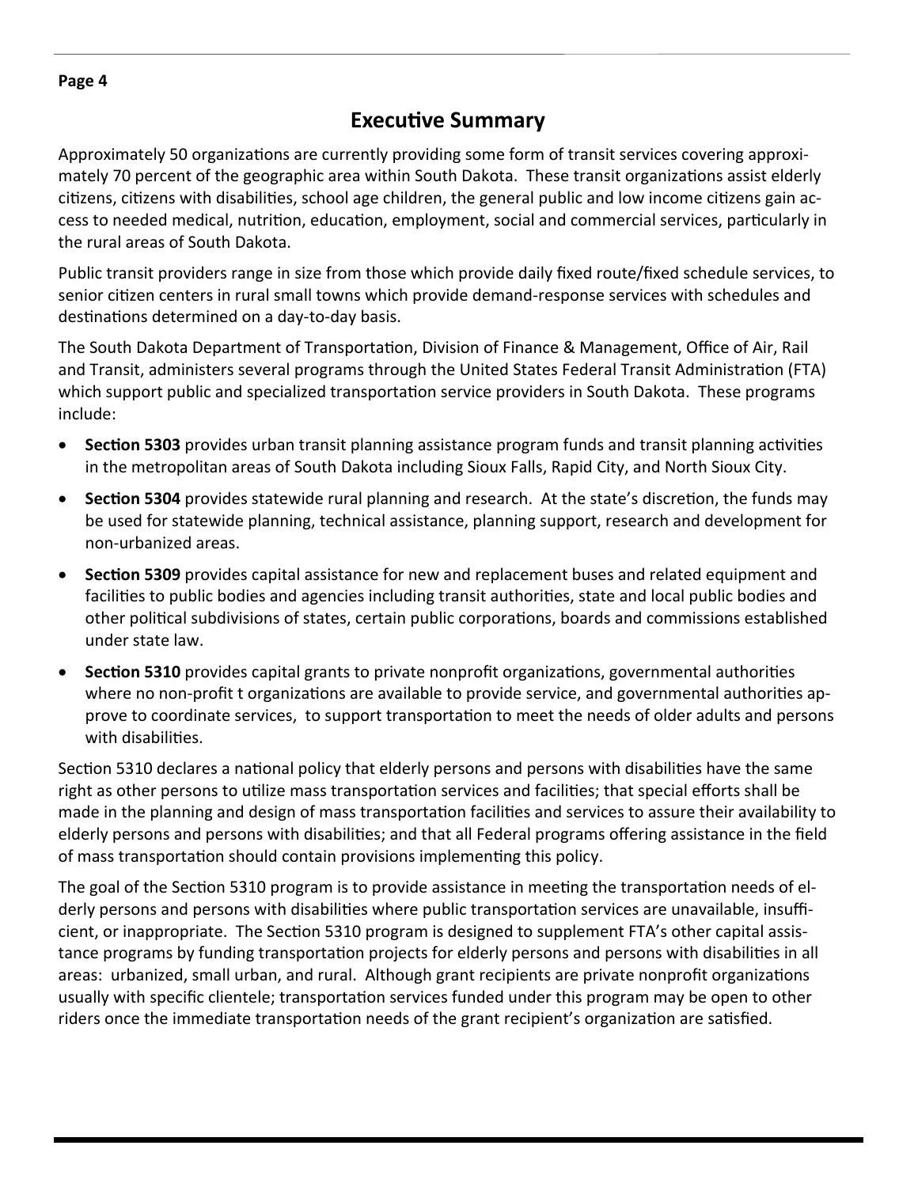# Executive Summary

Approximately 50 organizations are currently providing some form of transit services covering approximately 70 percent of the geographic area within South Dakota. These transit organizations assist elderly citizens, citizens with disabilities, school age children, the general public and low income citizens gain access to needed medical, nutrition, education, employment, social and commercial services, particularly in the rural areas of South Dakota.

Public transit providers range in size from those which provide daily fixed route/fixed schedule services, to senior citizen centers in rural small towns which provide demand-response services with schedules and destinations determined on a day-to-day basis.

The South Dakota Department of Transportation, Division of Finance & Management, Office of Air, Rail and Transit, administers several programs through the United States Federal Transit Administration (FTA) which support public and specialized transportation service providers in South Dakota. These programs include:

- **Section 5303** provides urban transit planning assistance program funds and transit planning activities in the metropolitan areas of South Dakota including Sioux Falls, Rapid City, and North Sioux City.
- **Section 5304** provides statewide rural planning and research. At the state's discretion, the funds may be used for statewide planning, technical assistance, planning support, research and development for non-urbanized areas.
- **Section 5309** provides capital assistance for new and replacement buses and related equipment and facilities to public bodies and agencies including transit authorities, state and local public bodies and other political subdivisions of states, certain public corporations, boards and commissions established under state law.
- **Section 5310** provides capital grants to private nonprofit organizations, governmental authorities where no non-profit t organizations are available to provide service, and governmental authorities approve to coordinate services, to support transportation to meet the needs of older adults and persons with disabilities.

Section 5310 declares a national policy that elderly persons and persons with disabilities have the same right as other persons to utilize mass transportation services and facilities; that special efforts shall be made in the planning and design of mass transportation facilities and services to assure their availability to elderly persons and persons with disabilities; and that all Federal programs offering assistance in the field of mass transportation should contain provisions implementing this policy.

The goal of the Section 5310 program is to provide assistance in meeting the transportation needs of elderly persons and persons with disabilities where public transportation services are unavailable, insufficient, or inappropriate. The Section 5310 program is designed to supplement FTA's other capital assistance programs by funding transportation projects for elderly persons and persons with disabilities in all areas: urbanized, small urban, and rural. Although grant recipients are private nonprofit organizations usually with specific clientele; transportation services funded under this program may be open to other riders once the immediate transportation needs of the grant recipient's organization are satisfied.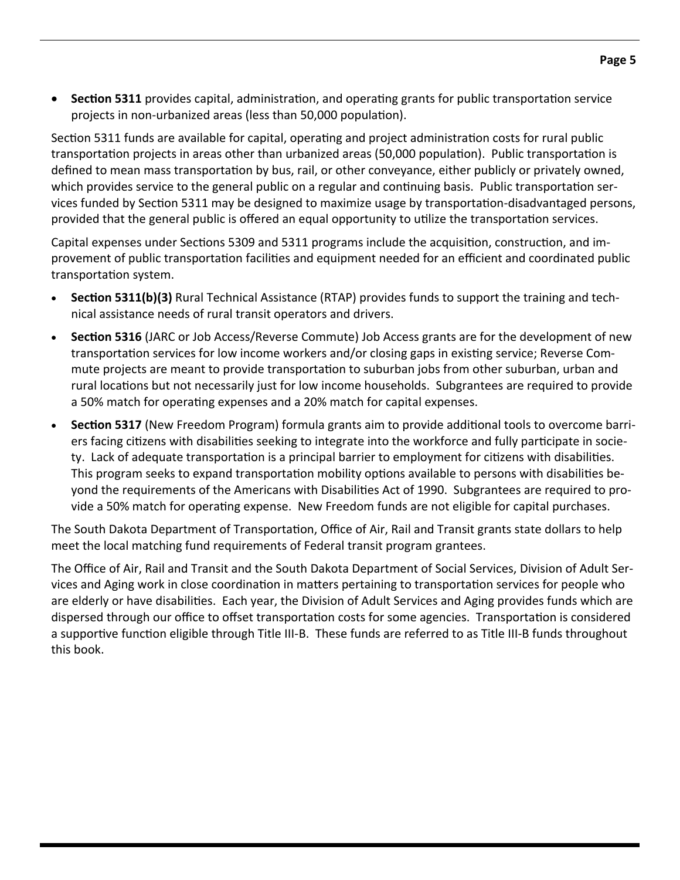- **Section 5311** provides capital, administration, and operating grants for public transportation service projects in non-urbanized areas (less than 50,000 population).

Section 5311 funds are available for capital, operating and project administration costs for rural public transportation projects in areas other than urbanized areas (50,000 population). Public transportation is defined to mean mass transportation by bus, rail, or other conveyance, either publicly or privately owned, which provides service to the general public on a regular and continuing basis. Public transportation services funded by Section 5311 may be designed to maximize usage by transportation-disadvantaged persons, provided that the general public is offered an equal opportunity to utilize the transportation services.

Capital expenses under Sections 5309 and 5311 programs include the acquisition, construction, and improvement of public transportation facilities and equipment needed for an efficient and coordinated public transportation system.

- **Section 5311(b)(3)** Rural Technical Assistance (RTAP) provides funds to support the training and technical assistance needs of rural transit operators and drivers.
- **Section 5316** (JARC or Job Access/Reverse Commute) Job Access grants are for the development of new transportation services for low income workers and/or closing gaps in existing service; Reverse Commute projects are meant to provide transportation to suburban jobs from other suburban, urban and rural locations but not necessarily just for low income households. Subgrantees are required to provide a 50% match for operating expenses and a 20% match for capital expenses.
- **Section 5317** (New Freedom Program) formula grants aim to provide additional tools to overcome barriers facing citizens with disabilities seeking to integrate into the workforce and fully participate in society. Lack of adequate transportation is a principal barrier to employment for citizens with disabilities. This program seeks to expand transportation mobility options available to persons with disabilities beyond the requirements of the Americans with Disabilities Act of 1990. Subgrantees are required to provide a 50% match for operating expense. New Freedom funds are not eligible for capital purchases.

The South Dakota Department of Transportation, Office of Air, Rail and Transit grants state dollars to help meet the local matching fund requirements of Federal transit program grantees.

The Office of Air, Rail and Transit and the South Dakota Department of Social Services, Division of Adult Services and Aging work in close coordination in matters pertaining to transportation services for people who are elderly or have disabilities. Each year, the Division of Adult Services and Aging provides funds which are dispersed through our office to offset transportation costs for some agencies. Transportation is considered a supportive function eligible through Title III-B. These funds are referred to as Title III-B funds throughout this book.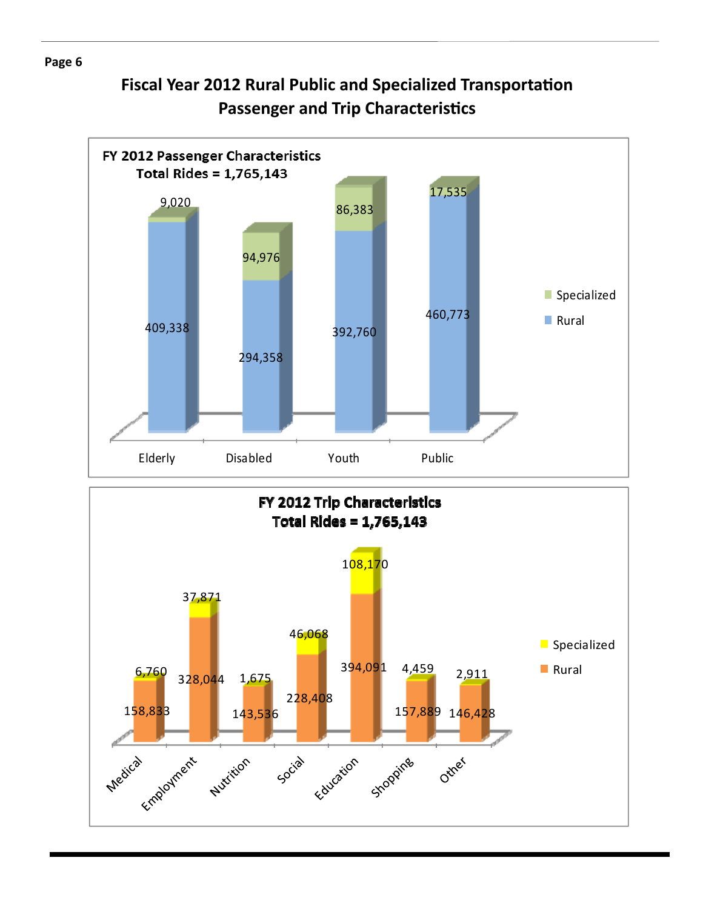# Fiscal Year 2012 Rural Public and Specialized Transportation Passenger and Trip Characteristics

**FY 2012 Passenger Characteristics**
**Total Rides = 1,765,143**

| | Rural | Specialized |
|---|---|---|
| Elderly | 409,338 | 9,020 |
| Disabled | 294,358 | 94,976 |
| Youth | 392,760 | 86,383 |
| Public | 460,773 | 17,535 |

**FY 2012 Trip Characteristics**
**Total Rides = 1,765,143**

| | Rural | Specialized |
|---|---|---|
| Medical | 158,833 | 6,760 |
| Employment | 328,044 | 37,871 |
| Nutrition | 143,536 | 1,675 |
| Social | 228,408 | 46,068 |
| Education | 394,091 | 108,170 |
| Shopping | 157,889 | 4,459 |
| Other | 146,428 | 2,911 |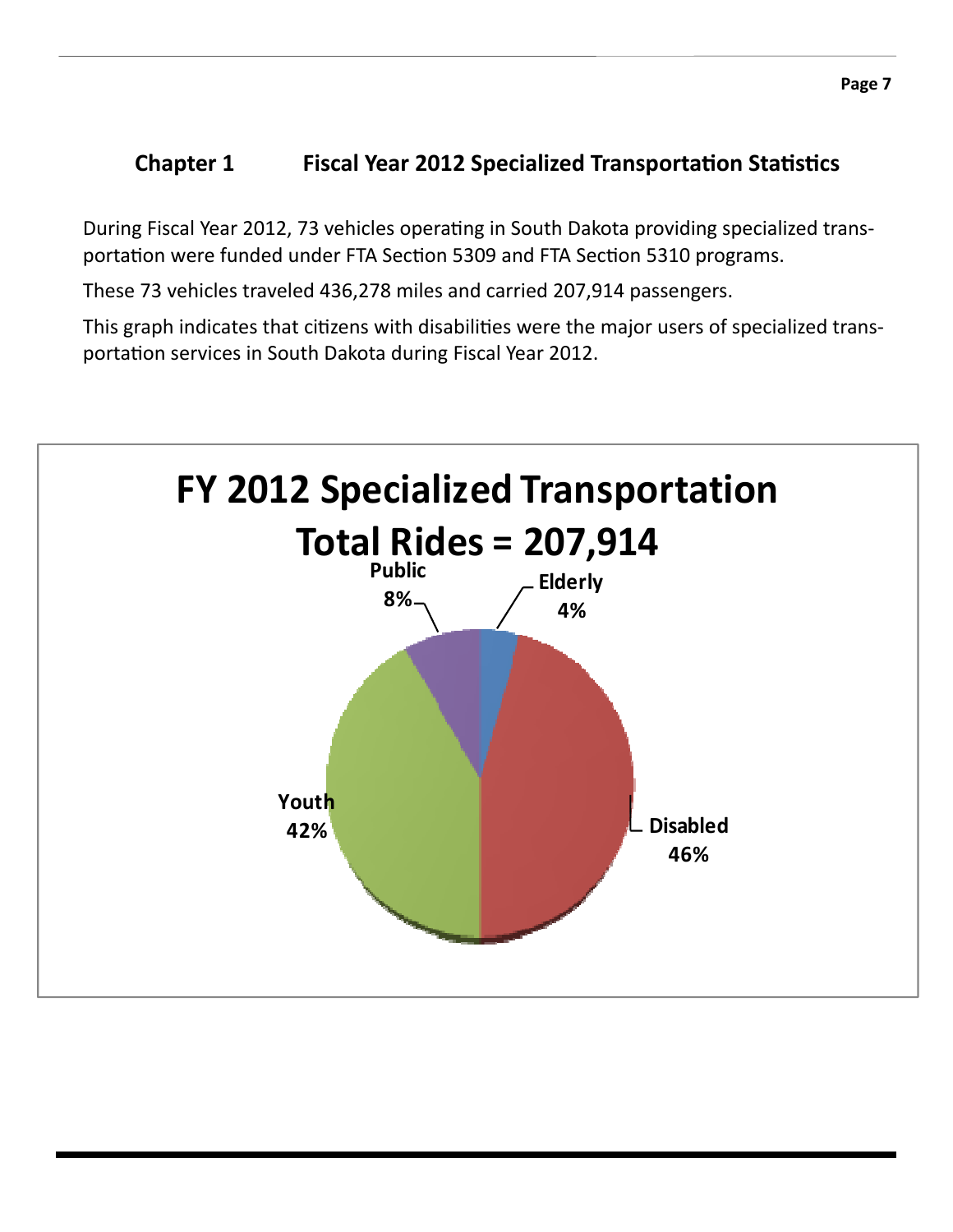## Chapter 1 Fiscal Year 2012 Specialized Transportation Statistics

During Fiscal Year 2012, 73 vehicles operating in South Dakota providing specialized transportation were funded under FTA Section 5309 and FTA Section 5310 programs.

These 73 vehicles traveled 436,278 miles and carried 207,914 passengers.

This graph indicates that citizens with disabilities were the major users of specialized transportation services in South Dakota during Fiscal Year 2012.

**FY 2012 Specialized Transportation**
**Total Rides = 207,914**

| Category | Percent |
| --- | --- |
| Elderly | 4% |
| Disabled | 46% |
| Youth | 42% |
| Public | 8% |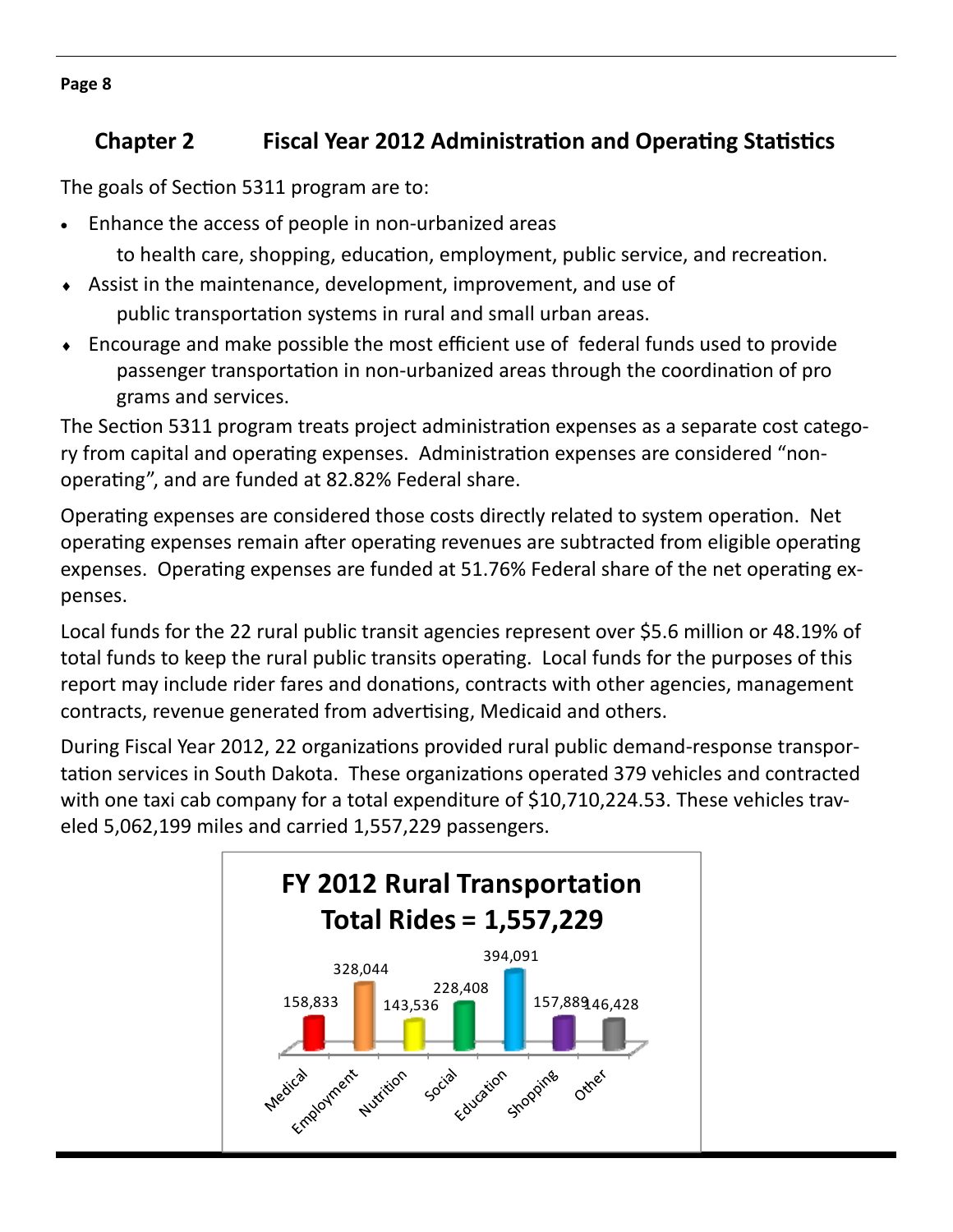## Chapter 2 Fiscal Year 2012 Administration and Operating Statistics

The goals of Section 5311 program are to:

- Enhance the access of people in non-urbanized areas to health care, shopping, education, employment, public service, and recreation.
- Assist in the maintenance, development, improvement, and use of public transportation systems in rural and small urban areas.
- Encourage and make possible the most efficient use of federal funds used to provide passenger transportation in non-urbanized areas through the coordination of programs and services.

The Section 5311 program treats project administration expenses as a separate cost category from capital and operating expenses. Administration expenses are considered "non-operating", and are funded at 82.82% Federal share.

Operating expenses are considered those costs directly related to system operation. Net operating expenses remain after operating revenues are subtracted from eligible operating expenses. Operating expenses are funded at 51.76% Federal share of the net operating expenses.

Local funds for the 22 rural public transit agencies represent over $5.6 million or 48.19% of total funds to keep the rural public transits operating. Local funds for the purposes of this report may include rider fares and donations, contracts with other agencies, management contracts, revenue generated from advertising, Medicaid and others.

During Fiscal Year 2012, 22 organizations provided rural public demand-response transportation services in South Dakota. These organizations operated 379 vehicles and contracted with one taxi cab company for a total expenditure of $10,710,224.53. These vehicles traveled 5,062,199 miles and carried 1,557,229 passengers.

**FY 2012 Rural Transportation Total Rides = 1,557,229**

| Medical | Employment | Nutrition | Social | Education | Shopping | Other |
|---|---|---|---|---|---|---|
| 158,833 | 328,044 | 143,536 | 228,408 | 394,091 | 157,889 | 146,428 |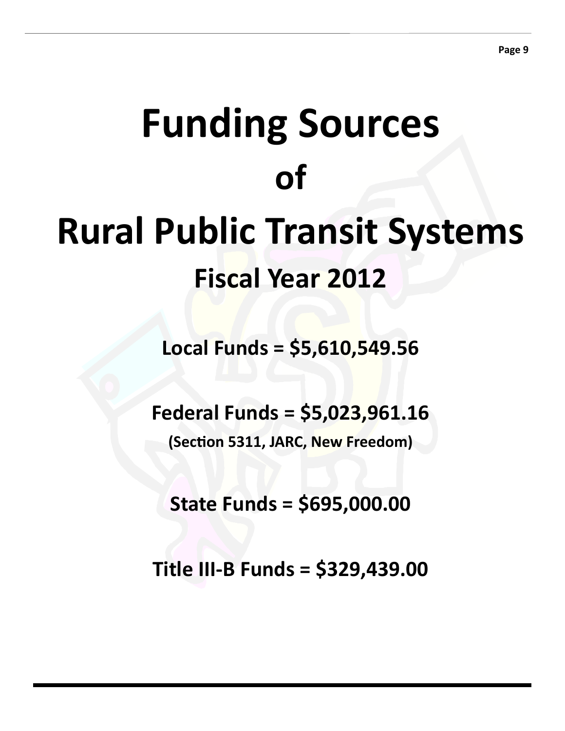# Funding Sources of Rural Public Transit Systems

## Fiscal Year 2012

**Local Funds = $5,610,549.56**

**Federal Funds = $5,023,961.16**

**(Section 5311, JARC, New Freedom)**

**State Funds = $695,000.00**

**Title III-B Funds = $329,439.00**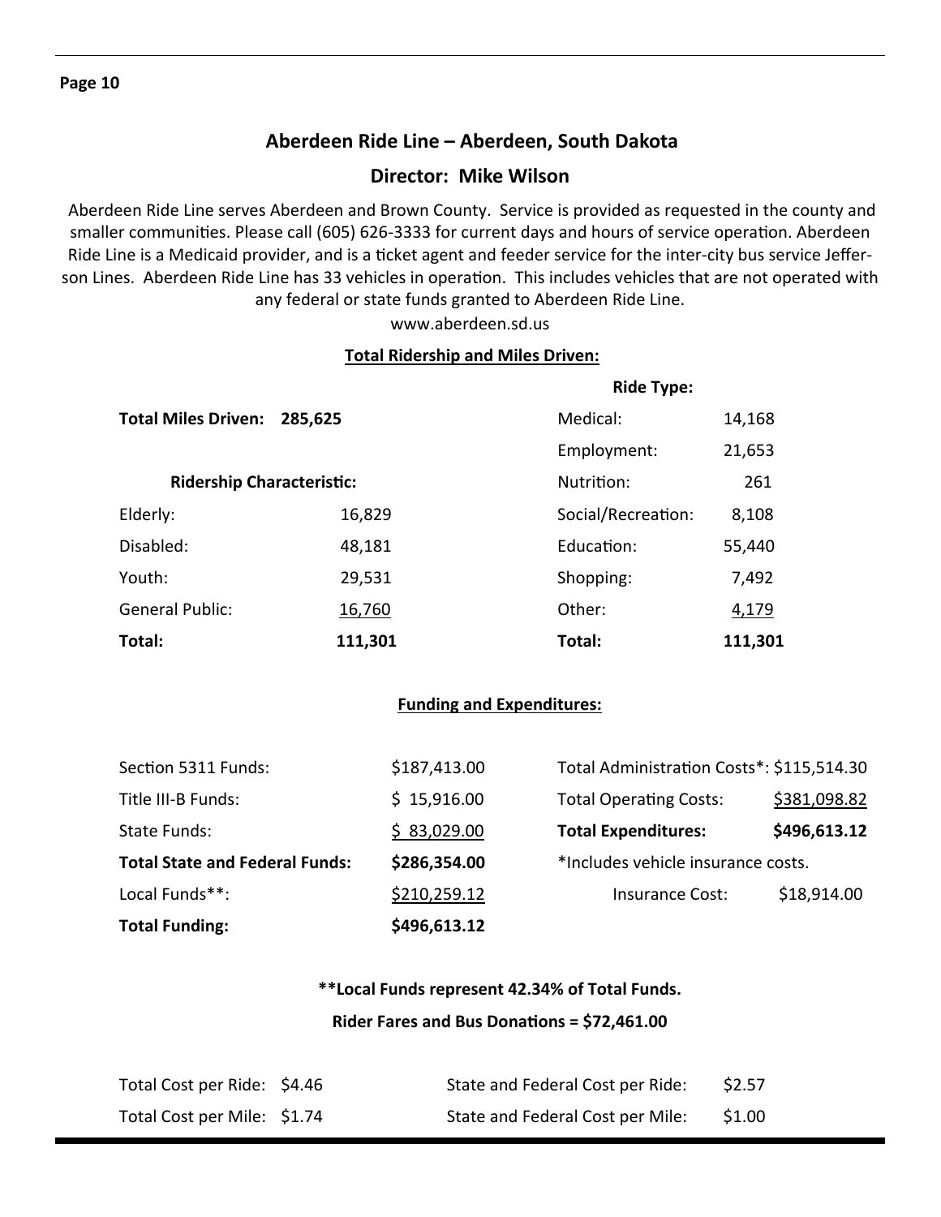## Aberdeen Ride Line – Aberdeen, South Dakota

### Director: Mike Wilson

Aberdeen Ride Line serves Aberdeen and Brown County. Service is provided as requested in the county and smaller communities. Please call (605) 626-3333 for current days and hours of service operation. Aberdeen Ride Line is a Medicaid provider, and is a ticket agent and feeder service for the inter-city bus service Jefferson Lines. Aberdeen Ride Line has 33 vehicles in operation. This includes vehicles that are not operated with any federal or state funds granted to Aberdeen Ride Line.

www.aberdeen.sd.us

**Total Ridership and Miles Driven:**

**Total Miles Driven: 285,625**

| Ridership Characteristic: | |
|---|---|
| Elderly: | 16,829 |
| Disabled: | 48,181 |
| Youth: | 29,531 |
| General Public: | 16,760 |
| **Total:** | **111,301** |

| Ride Type: | |
|---|---|
| Medical: | 14,168 |
| Employment: | 21,653 |
| Nutrition: | 261 |
| Social/Recreation: | 8,108 |
| Education: | 55,440 |
| Shopping: | 7,492 |
| Other: | 4,179 |
| **Total:** | **111,301** |

**Funding and Expenditures:**

| | |
|---|---|
| Section 5311 Funds: | $187,413.00 |
| Title III-B Funds: | $ 15,916.00 |
| State Funds: | $ 83,029.00 |
| **Total State and Federal Funds:** | **$286,354.00** |
| Local Funds**: | $210,259.12 |
| **Total Funding:** | **$496,613.12** |

| | |
|---|---|
| Total Administration Costs*: | $115,514.30 |
| Total Operating Costs: | $381,098.82 |
| **Total Expenditures:** | **$496,613.12** |

*Includes vehicle insurance costs.

Insurance Cost: $18,914.00

**\*\*Local Funds represent 42.34% of Total Funds.**

**Rider Fares and Bus Donations = $72,461.00**

| | | | |
|---|---|---|---|
| Total Cost per Ride: | $4.46 | State and Federal Cost per Ride: | $2.57 |
| Total Cost per Mile: | $1.74 | State and Federal Cost per Mile: | $1.00 |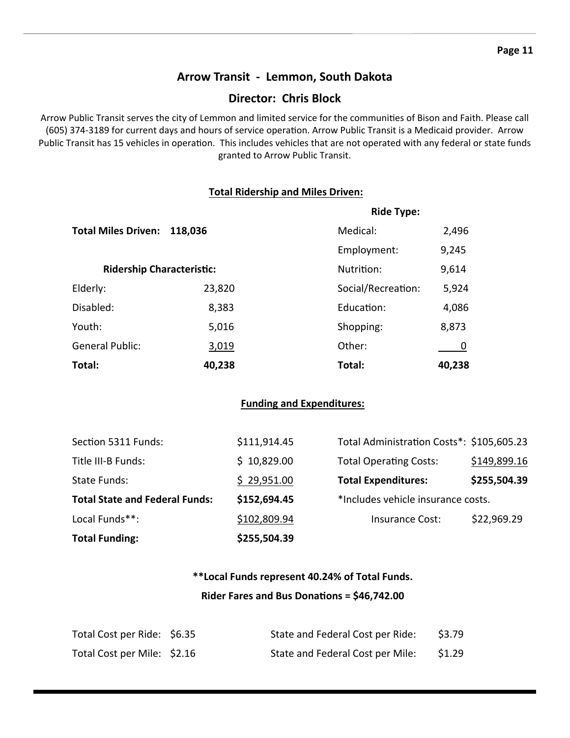## Arrow Transit - Lemmon, South Dakota

## Director: Chris Block

Arrow Public Transit serves the city of Lemmon and limited service for the communities of Bison and Faith. Please call (605) 374-3189 for current days and hours of service operation. Arrow Public Transit is a Medicaid provider. Arrow Public Transit has 15 vehicles in operation. This includes vehicles that are not operated with any federal or state funds granted to Arrow Public Transit.

### Total Ridership and Miles Driven:

**Total Miles Driven: 118,036**

| Ridership Characteristic: | |
|---|---|
| Elderly: | 23,820 |
| Disabled: | 8,383 |
| Youth: | 5,016 |
| General Public: | 3,019 |
| **Total:** | **40,238** |

| Ride Type: | |
|---|---|
| Medical: | 2,496 |
| Employment: | 9,245 |
| Nutrition: | 9,614 |
| Social/Recreation: | 5,924 |
| Education: | 4,086 |
| Shopping: | 8,873 |
| Other: | 0 |
| **Total:** | **40,238** |

### Funding and Expenditures:

| Funding | |
|---|---|
| Section 5311 Funds: | $111,914.45 |
| Title III-B Funds: | $ 10,829.00 |
| State Funds: | $ 29,951.00 |
| **Total State and Federal Funds:** | **$152,694.45** |
| Local Funds**: | $102,809.94 |
| **Total Funding:** | **$255,504.39** |

| Expenditures | |
|---|---|
| Total Administration Costs*: | $105,605.23 |
| Total Operating Costs: | $149,899.16 |
| **Total Expenditures:** | **$255,504.39** |

*Includes vehicle insurance costs.

Insurance Cost: $22,969.29

**\*\*Local Funds represent 40.24% of Total Funds.**

**Rider Fares and Bus Donations = $46,742.00**

| | | | |
|---|---|---|---|
| Total Cost per Ride: | $6.35 | State and Federal Cost per Ride: | $3.79 |
| Total Cost per Mile: | $2.16 | State and Federal Cost per Mile: | $1.29 |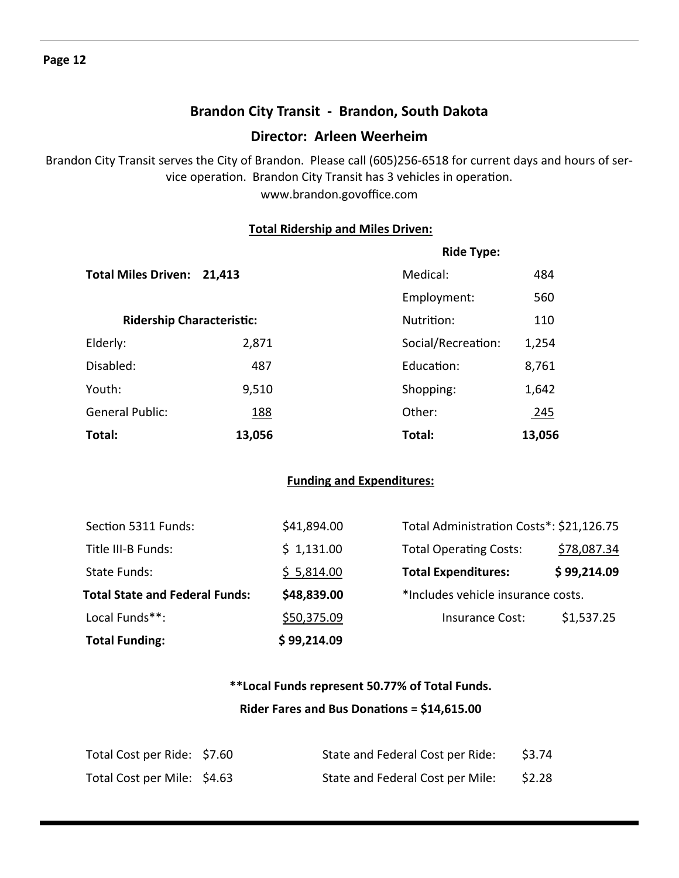## Brandon City Transit - Brandon, South Dakota

## Director: Arleen Weerheim

Brandon City Transit serves the City of Brandon. Please call (605)256-6518 for current days and hours of service operation. Brandon City Transit has 3 vehicles in operation.
www.brandon.govoffice.com

### Total Ridership and Miles Driven:

**Total Miles Driven: 21,413**

| Ridership Characteristic: | |
|---|---|
| Elderly: | 2,871 |
| Disabled: | 487 |
| Youth: | 9,510 |
| General Public: | 188 |
| **Total:** | **13,056** |

| Ride Type: | |
|---|---|
| Medical: | 484 |
| Employment: | 560 |
| Nutrition: | 110 |
| Social/Recreation: | 1,254 |
| Education: | 8,761 |
| Shopping: | 1,642 |
| Other: | 245 |
| **Total:** | **13,056** |

### Funding and Expenditures:

| | |
|---|---|
| Section 5311 Funds: | $41,894.00 |
| Title III-B Funds: | $ 1,131.00 |
| State Funds: | $ 5,814.00 |
| **Total State and Federal Funds:** | **$48,839.00** |
| Local Funds**: | $50,375.09 |
| **Total Funding:** | **$ 99,214.09** |

| | |
|---|---|
| Total Administration Costs*: | $21,126.75 |
| Total Operating Costs: | $78,087.34 |
| **Total Expenditures:** | **$ 99,214.09** |

*Includes vehicle insurance costs.

Insurance Cost: $1,537.25

**\*\*Local Funds represent 50.77% of Total Funds.**

**Rider Fares and Bus Donations = $14,615.00**

| | | | |
|---|---|---|---|
| Total Cost per Ride: | $7.60 | State and Federal Cost per Ride: | $3.74 |
| Total Cost per Mile: | $4.63 | State and Federal Cost per Mile: | $2.28 |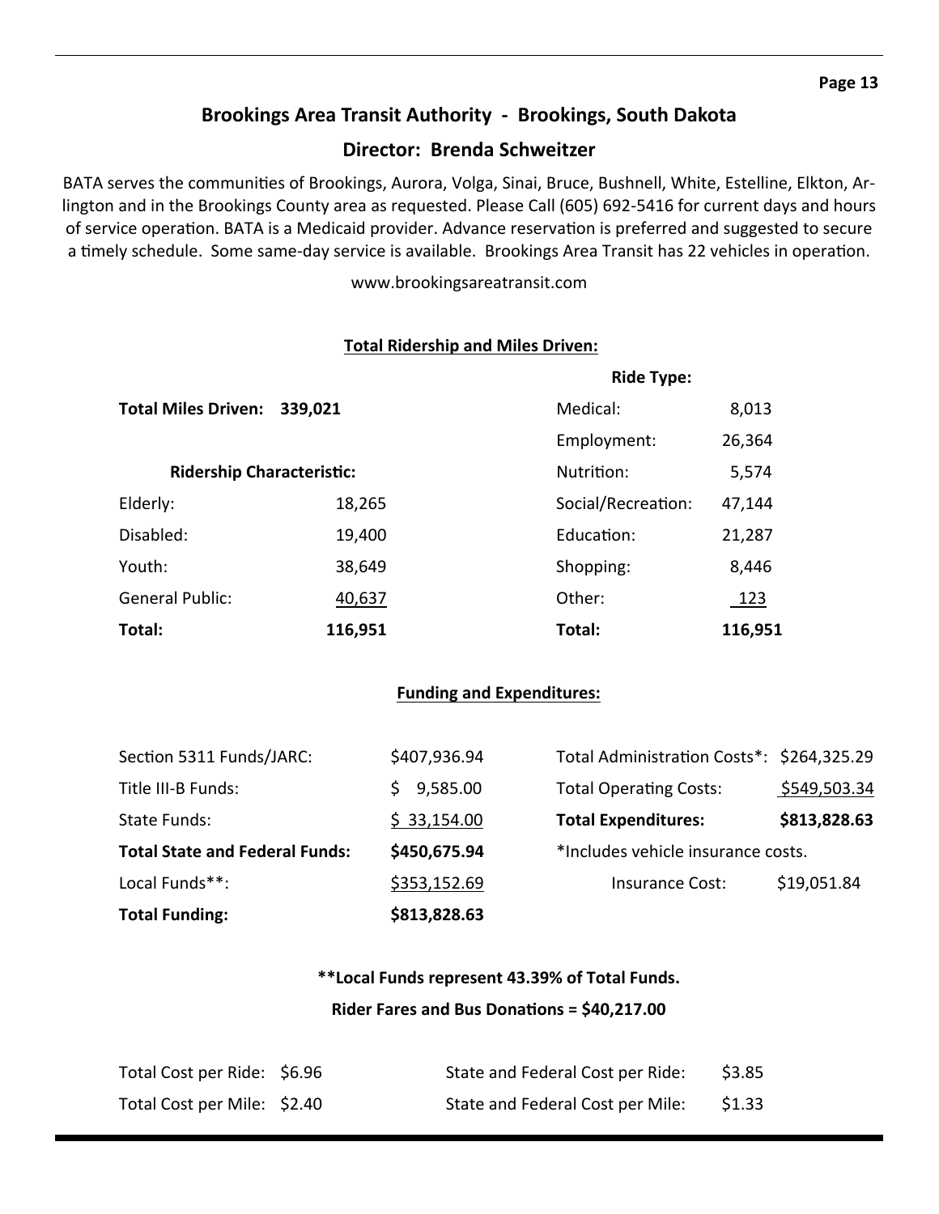## Brookings Area Transit Authority - Brookings, South Dakota

### Director: Brenda Schweitzer

BATA serves the communities of Brookings, Aurora, Volga, Sinai, Bruce, Bushnell, White, Estelline, Elkton, Arlington and in the Brookings County area as requested. Please Call (605) 692-5416 for current days and hours of service operation. BATA is a Medicaid provider. Advance reservation is preferred and suggested to secure a timely schedule. Some same-day service is available. Brookings Area Transit has 22 vehicles in operation.

www.brookingsareatransit.com

**Total Ridership and Miles Driven:**

**Total Miles Driven: 339,021**

| Ridership Characteristic: | |
|---|---|
| Elderly: | 18,265 |
| Disabled: | 19,400 |
| Youth: | 38,649 |
| General Public: | 40,637 |
| **Total:** | **116,951** |

| Ride Type: | |
|---|---|
| Medical: | 8,013 |
| Employment: | 26,364 |
| Nutrition: | 5,574 |
| Social/Recreation: | 47,144 |
| Education: | 21,287 |
| Shopping: | 8,446 |
| Other: | 123 |
| **Total:** | **116,951** |

**Funding and Expenditures:**

| Funding | |
|---|---|
| Section 5311 Funds/JARC: | $407,936.94 |
| Title III-B Funds: | $ 9,585.00 |
| State Funds: | $ 33,154.00 |
| **Total State and Federal Funds:** | **$450,675.94** |
| Local Funds**: | $353,152.69 |
| **Total Funding:** | **$813,828.63** |

| Expenditures | |
|---|---|
| Total Administration Costs*: | $264,325.29 |
| Total Operating Costs: | $549,503.34 |
| **Total Expenditures:** | **$813,828.63** |

*Includes vehicle insurance costs.

Insurance Cost: $19,051.84

**\*\*Local Funds represent 43.39% of Total Funds.**

**Rider Fares and Bus Donations = $40,217.00**

| | | | |
|---|---|---|---|
| Total Cost per Ride: | $6.96 | State and Federal Cost per Ride: | $3.85 |
| Total Cost per Mile: | $2.40 | State and Federal Cost per Mile: | $1.33 |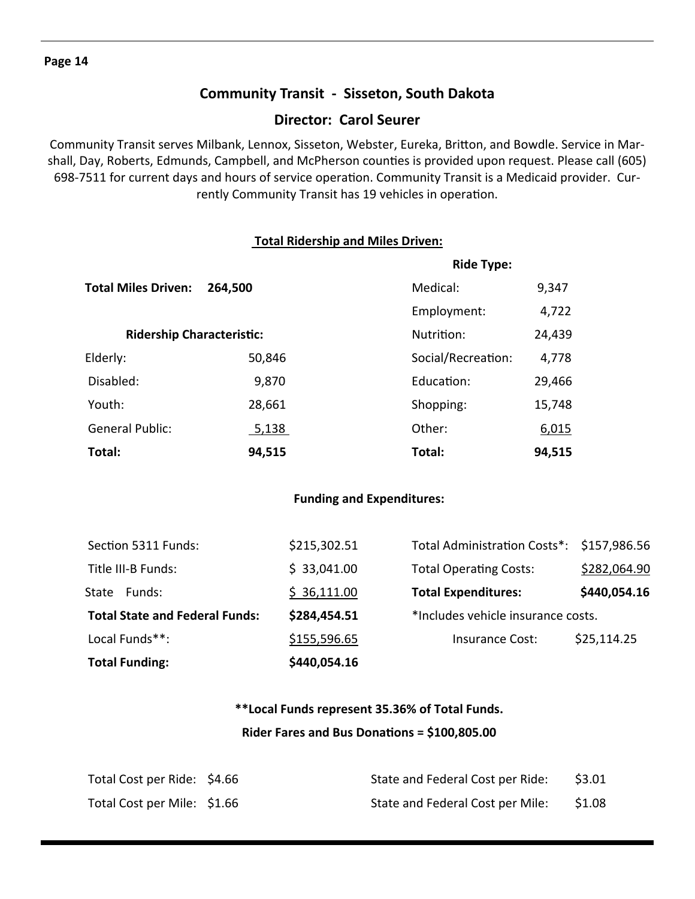## Community Transit - Sisseton, South Dakota

## Director: Carol Seurer

Community Transit serves Milbank, Lennox, Sisseton, Webster, Eureka, Britton, and Bowdle. Service in Marshall, Day, Roberts, Edmunds, Campbell, and McPherson counties is provided upon request. Please call (605) 698-7511 for current days and hours of service operation. Community Transit is a Medicaid provider. Currently Community Transit has 19 vehicles in operation.

### Total Ridership and Miles Driven:

**Total Miles Driven: 264,500**

| Ridership Characteristic: | | Ride Type: | |
|---|---|---|---|
| Elderly: | 50,846 | Medical: | 9,347 |
| Disabled: | 9,870 | Employment: | 4,722 |
| Youth: | 28,661 | Nutrition: | 24,439 |
| General Public: | 5,138 | Social/Recreation: | 4,778 |
| | | Education: | 29,466 |
| | | Shopping: | 15,748 |
| | | Other: | 6,015 |
| **Total:** | **94,515** | **Total:** | **94,515** |

### Funding and Expenditures:

| | | | |
|---|---|---|---|
| Section 5311 Funds: | $215,302.51 | Total Administration Costs*: | $157,986.56 |
| Title III-B Funds: | $ 33,041.00 | Total Operating Costs: | $282,064.90 |
| State Funds: | $ 36,111.00 | **Total Expenditures:** | **$440,054.16** |
| **Total State and Federal Funds:** | **$284,454.51** | *Includes vehicle insurance costs. | |
| Local Funds**: | $155,596.65 | Insurance Cost: | $25,114.25 |
| **Total Funding:** | **$440,054.16** | | |

**\*\*Local Funds represent 35.36% of Total Funds.**

**Rider Fares and Bus Donations = $100,805.00**

| | | | |
|---|---|---|---|
| Total Cost per Ride: | $4.66 | State and Federal Cost per Ride: | $3.01 |
| Total Cost per Mile: | $1.66 | State and Federal Cost per Mile: | $1.08 |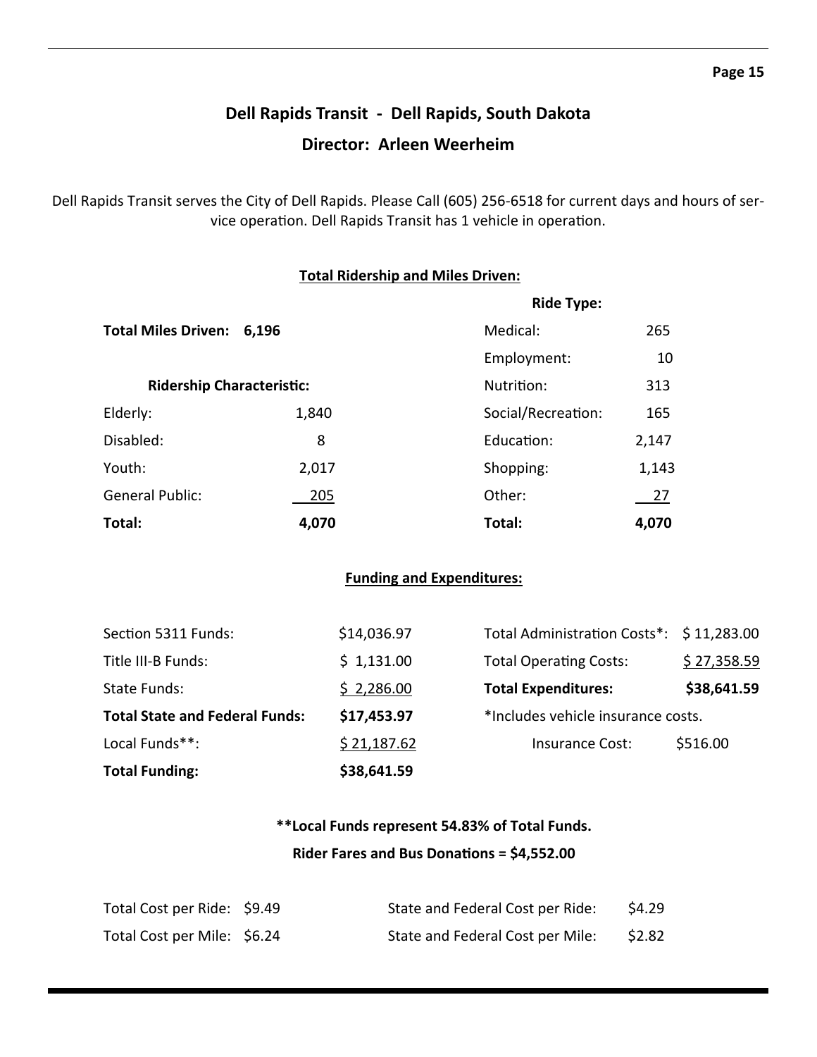## Dell Rapids Transit - Dell Rapids, South Dakota

## Director: Arleen Weerheim

Dell Rapids Transit serves the City of Dell Rapids. Please Call (605) 256-6518 for current days and hours of service operation. Dell Rapids Transit has 1 vehicle in operation.

### Total Ridership and Miles Driven:

**Total Miles Driven: 6,196**

| Ridership Characteristic: | |
|---|---|
| Elderly: | 1,840 |
| Disabled: | 8 |
| Youth: | 2,017 |
| General Public: | 205 |
| **Total:** | **4,070** |

| Ride Type: | |
|---|---|
| Medical: | 265 |
| Employment: | 10 |
| Nutrition: | 313 |
| Social/Recreation: | 165 |
| Education: | 2,147 |
| Shopping: | 1,143 |
| Other: | 27 |
| **Total:** | **4,070** |

### Funding and Expenditures:

| | |
|---|---|
| Section 5311 Funds: | $14,036.97 |
| Title III-B Funds: | $ 1,131.00 |
| State Funds: | $ 2,286.00 |
| **Total State and Federal Funds:** | **$17,453.97** |
| Local Funds**: | $ 21,187.62 |
| **Total Funding:** | **$38,641.59** |

| | |
|---|---|
| Total Administration Costs*: | $ 11,283.00 |
| Total Operating Costs: | $ 27,358.59 |
| **Total Expenditures:** | **$38,641.59** |

*Includes vehicle insurance costs.

Insurance Cost: $516.00

**\*\*Local Funds represent 54.83% of Total Funds.**

**Rider Fares and Bus Donations = $4,552.00**

| | | | |
|---|---|---|---|
| Total Cost per Ride: | $9.49 | State and Federal Cost per Ride: | $4.29 |
| Total Cost per Mile: | $6.24 | State and Federal Cost per Mile: | $2.82 |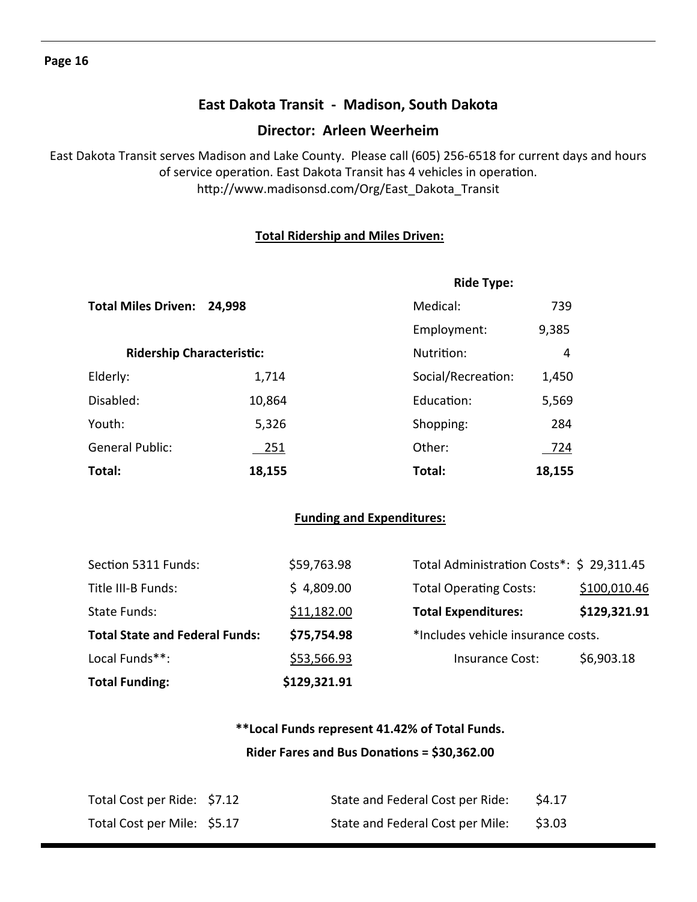## East Dakota Transit - Madison, South Dakota

## Director: Arleen Weerheim

East Dakota Transit serves Madison and Lake County. Please call (605) 256-6518 for current days and hours of service operation. East Dakota Transit has 4 vehicles in operation.
http://www.madisonsd.com/Org/East_Dakota_Transit

### Total Ridership and Miles Driven:

**Total Miles Driven: 24,998**

| Ridership Characteristic: | |
|---|---|
| Elderly: | 1,714 |
| Disabled: | 10,864 |
| Youth: | 5,326 |
| General Public: | 251 |
| **Total:** | **18,155** |

| Ride Type: | |
|---|---|
| Medical: | 739 |
| Employment: | 9,385 |
| Nutrition: | 4 |
| Social/Recreation: | 1,450 |
| Education: | 5,569 |
| Shopping: | 284 |
| Other: | 724 |
| **Total:** | **18,155** |

### Funding and Expenditures:

| | |
|---|---|
| Section 5311 Funds: | $59,763.98 |
| Title III-B Funds: | $ 4,809.00 |
| State Funds: | $11,182.00 |
| **Total State and Federal Funds:** | **$75,754.98** |
| Local Funds**: | $53,566.93 |
| **Total Funding:** | **$129,321.91** |

| | |
|---|---|
| Total Administration Costs*: | $ 29,311.45 |
| Total Operating Costs: | $100,010.46 |
| **Total Expenditures:** | **$129,321.91** |

*Includes vehicle insurance costs.

Insurance Cost: $6,903.18

**\*\*Local Funds represent 41.42% of Total Funds.**

**Rider Fares and Bus Donations = $30,362.00**

| | | | |
|---|---|---|---|
| Total Cost per Ride: | $7.12 | State and Federal Cost per Ride: | $4.17 |
| Total Cost per Mile: | $5.17 | State and Federal Cost per Mile: | $3.03 |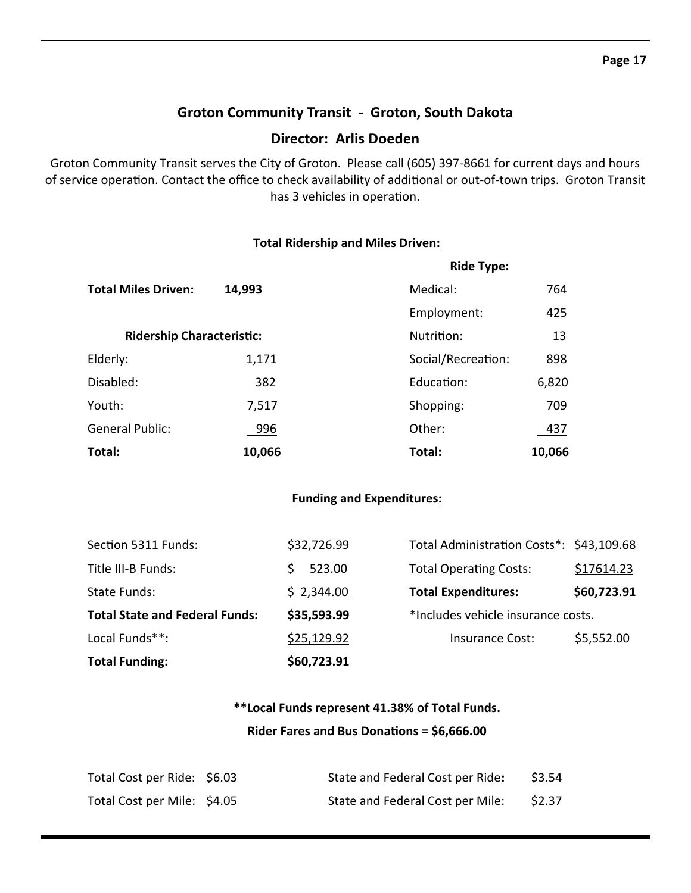## Groton Community Transit - Groton, South Dakota

## Director: Arlis Doeden

Groton Community Transit serves the City of Groton. Please call (605) 397-8661 for current days and hours of service operation. Contact the office to check availability of additional or out-of-town trips. Groton Transit has 3 vehicles in operation.

### Total Ridership and Miles Driven:

**Total Miles Driven:** **14,993**

| Ridership Characteristic: | | Ride Type: | |
|---|---|---|---|
| Elderly: | 1,171 | Medical: | 764 |
| Disabled: | 382 | Employment: | 425 |
| Youth: | 7,517 | Nutrition: | 13 |
| General Public: | 996 | Social/Recreation: | 898 |
| | | Education: | 6,820 |
| | | Shopping: | 709 |
| | | Other: | 437 |
| **Total:** | **10,066** | **Total:** | **10,066** |

### Funding and Expenditures:

| | | | |
|---|---|---|---|
| Section 5311 Funds: | $32,726.99 | Total Administration Costs*: | $43,109.68 |
| Title III-B Funds: | $ 523.00 | Total Operating Costs: | $17614.23 |
| State Funds: | $ 2,344.00 | **Total Expenditures:** | **$60,723.91** |
| **Total State and Federal Funds:** | **$35,593.99** | *Includes vehicle insurance costs. | |
| Local Funds**: | $25,129.92 | Insurance Cost: | $5,552.00 |
| **Total Funding:** | **$60,723.91** | | |

**\*\*Local Funds represent 41.38% of Total Funds.**

**Rider Fares and Bus Donations = $6,666.00**

| | | | |
|---|---|---|---|
| Total Cost per Ride: | $6.03 | State and Federal Cost per Ride: | $3.54 |
| Total Cost per Mile: | $4.05 | State and Federal Cost per Mile: | $2.37 |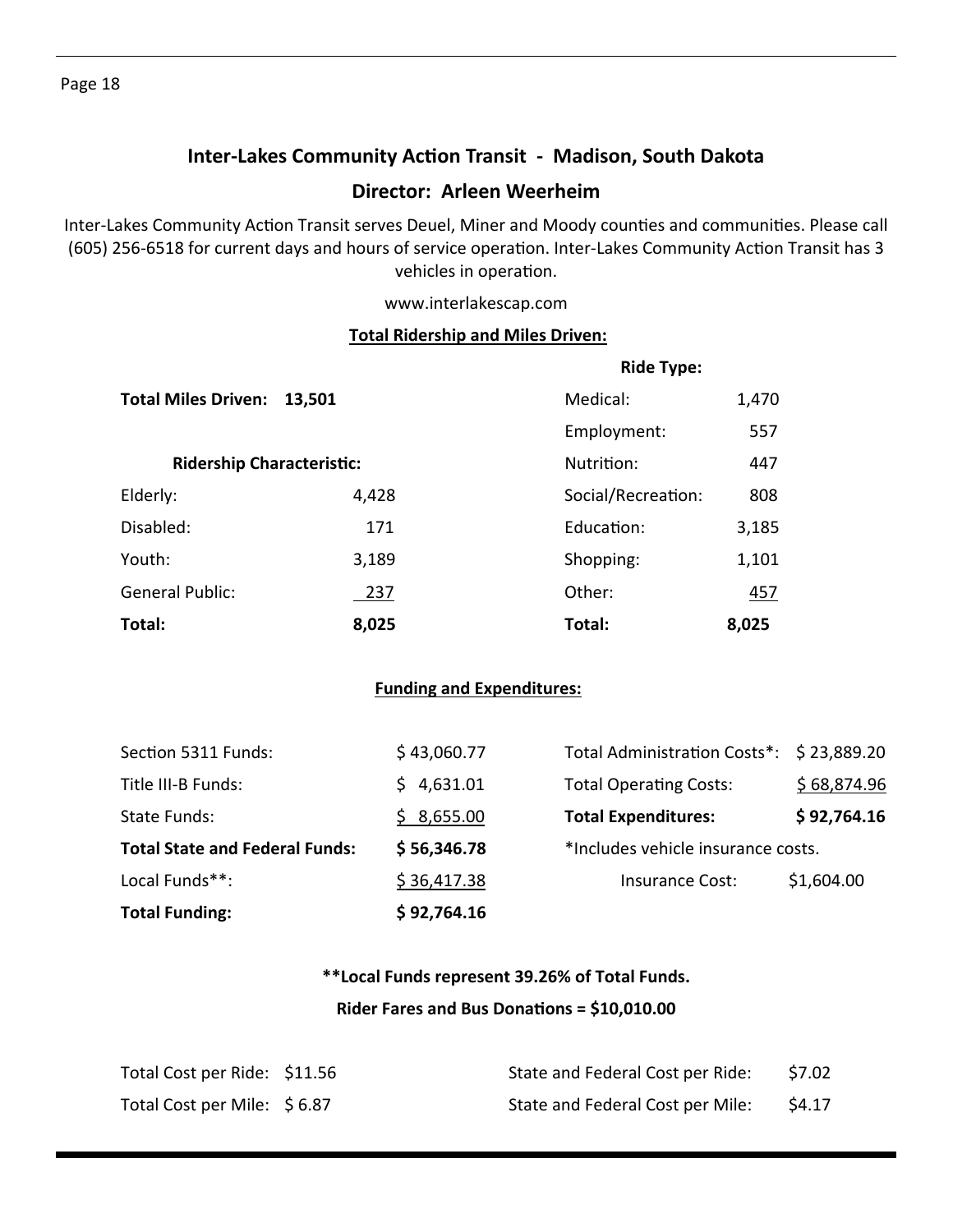## Inter-Lakes Community Action Transit - Madison, South Dakota

### Director: Arleen Weerheim

Inter-Lakes Community Action Transit serves Deuel, Miner and Moody counties and communities. Please call (605) 256-6518 for current days and hours of service operation. Inter-Lakes Community Action Transit has 3 vehicles in operation.

www.interlakescap.com

**Total Ridership and Miles Driven:**

**Total Miles Driven: 13,501**

| Ridership Characteristic: | |
|---|---|
| Elderly: | 4,428 |
| Disabled: | 171 |
| Youth: | 3,189 |
| General Public: | 237 |
| **Total:** | **8,025** |

| Ride Type: | |
|---|---|
| Medical: | 1,470 |
| Employment: | 557 |
| Nutrition: | 447 |
| Social/Recreation: | 808 |
| Education: | 3,185 |
| Shopping: | 1,101 |
| Other: | 457 |
| **Total:** | **8,025** |

**Funding and Expenditures:**

| Funding | |
|---|---|
| Section 5311 Funds: | $ 43,060.77 |
| Title III-B Funds: | $ 4,631.01 |
| State Funds: | $ 8,655.00 |
| **Total State and Federal Funds:** | **$ 56,346.78** |
| Local Funds**: | $ 36,417.38 |
| **Total Funding:** | **$ 92,764.16** |

| Expenditures | |
|---|---|
| Total Administration Costs*: | $ 23,889.20 |
| Total Operating Costs: | $ 68,874.96 |
| **Total Expenditures:** | **$ 92,764.16** |

*Includes vehicle insurance costs.

Insurance Cost: $1,604.00

**\*\*Local Funds represent 39.26% of Total Funds.**

**Rider Fares and Bus Donations = $10,010.00**

| | | | |
|---|---|---|---|
| Total Cost per Ride: | $11.56 | State and Federal Cost per Ride: | $7.02 |
| Total Cost per Mile: | $ 6.87 | State and Federal Cost per Mile: | $4.17 |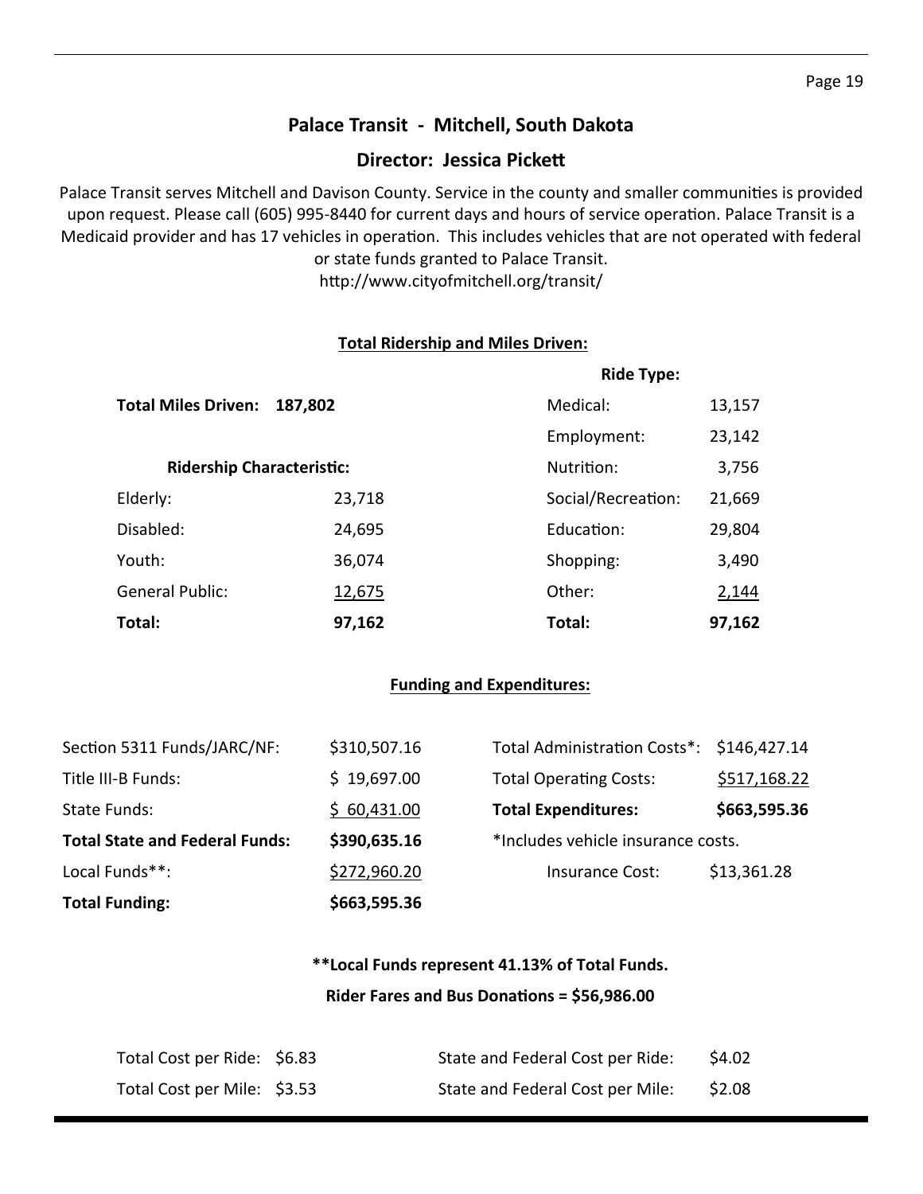## Palace Transit - Mitchell, South Dakota

### Director: Jessica Pickett

Palace Transit serves Mitchell and Davison County. Service in the county and smaller communities is provided upon request. Please call (605) 995-8440 for current days and hours of service operation. Palace Transit is a Medicaid provider and has 17 vehicles in operation. This includes vehicles that are not operated with federal or state funds granted to Palace Transit.

http://www.cityofmitchell.org/transit/

**Total Ridership and Miles Driven:**

**Total Miles Driven: 187,802**

| Ridership Characteristic: | | Ride Type: | |
|---|---|---|---|
| Elderly: | 23,718 | Medical: | 13,157 |
| Disabled: | 24,695 | Employment: | 23,142 |
| Youth: | 36,074 | Nutrition: | 3,756 |
| General Public: | 12,675 | Social/Recreation: | 21,669 |
| | | Education: | 29,804 |
| | | Shopping: | 3,490 |
| | | Other: | 2,144 |
| **Total:** | **97,162** | **Total:** | **97,162** |

**Funding and Expenditures:**

| | | | |
|---|---|---|---|
| Section 5311 Funds/JARC/NF: | $310,507.16 | Total Administration Costs*: | $146,427.14 |
| Title III-B Funds: | $ 19,697.00 | Total Operating Costs: | $517,168.22 |
| State Funds: | $ 60,431.00 | **Total Expenditures:** | **$663,595.36** |
| **Total State and Federal Funds:** | **$390,635.16** | *Includes vehicle insurance costs. | |
| Local Funds**: | $272,960.20 | Insurance Cost: | $13,361.28 |
| **Total Funding:** | **$663,595.36** | | |

**\*\*Local Funds represent 41.13% of Total Funds.**

**Rider Fares and Bus Donations = $56,986.00**

| | | | |
|---|---|---|---|
| Total Cost per Ride: | $6.83 | State and Federal Cost per Ride: | $4.02 |
| Total Cost per Mile: | $3.53 | State and Federal Cost per Mile: | $2.08 |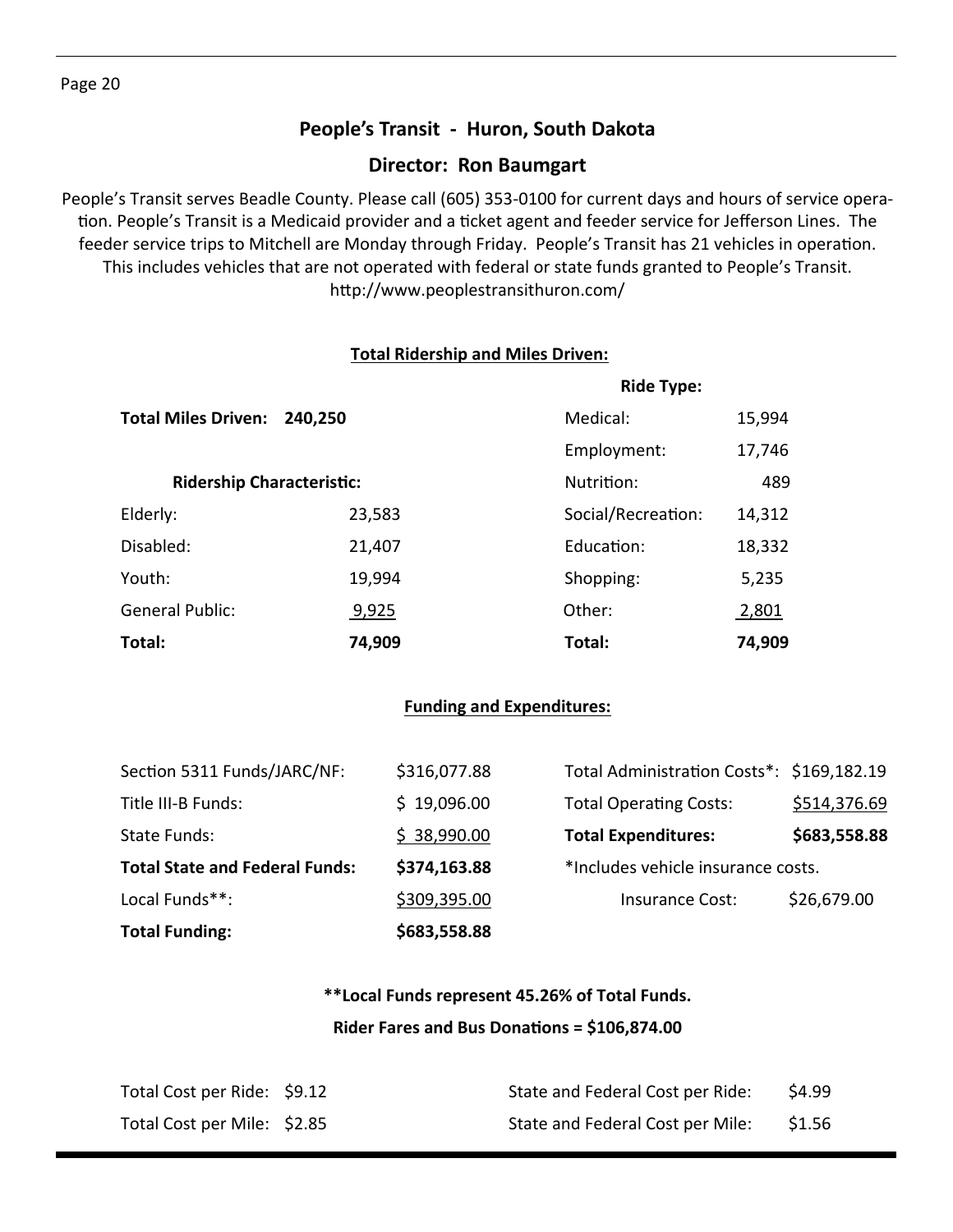# People's Transit - Huron, South Dakota

## Director: Ron Baumgart

People's Transit serves Beadle County. Please call (605) 353-0100 for current days and hours of service operation. People's Transit is a Medicaid provider and a ticket agent and feeder service for Jefferson Lines. The feeder service trips to Mitchell are Monday through Friday. People's Transit has 21 vehicles in operation. This includes vehicles that are not operated with federal or state funds granted to People's Transit. http://www.peoplestransithuron.com/

### Total Ridership and Miles Driven:

**Total Miles Driven: 240,250**

| Ridership Characteristic: | | Ride Type: | |
|---|---|---|---|
| | | Medical: | 15,994 |
| | | Employment: | 17,746 |
| | | Nutrition: | 489 |
| Elderly: | 23,583 | Social/Recreation: | 14,312 |
| Disabled: | 21,407 | Education: | 18,332 |
| Youth: | 19,994 | Shopping: | 5,235 |
| General Public: | 9,925 | Other: | 2,801 |
| **Total:** | **74,909** | **Total:** | **74,909** |

### Funding and Expenditures:

| | | | |
|---|---|---|---|
| Section 5311 Funds/JARC/NF: | $316,077.88 | Total Administration Costs*: | $169,182.19 |
| Title III-B Funds: | $ 19,096.00 | Total Operating Costs: | $514,376.69 |
| State Funds: | $ 38,990.00 | **Total Expenditures:** | **$683,558.88** |
| **Total State and Federal Funds:** | **$374,163.88** | *Includes vehicle insurance costs. | |
| Local Funds**: | $309,395.00 | Insurance Cost: | $26,679.00 |
| **Total Funding:** | **$683,558.88** | | |

**\*\*Local Funds represent 45.26% of Total Funds.**

**Rider Fares and Bus Donations = $106,874.00**

| | | | |
|---|---|---|---|
| Total Cost per Ride: | $9.12 | State and Federal Cost per Ride: | $4.99 |
| Total Cost per Mile: | $2.85 | State and Federal Cost per Mile: | $1.56 |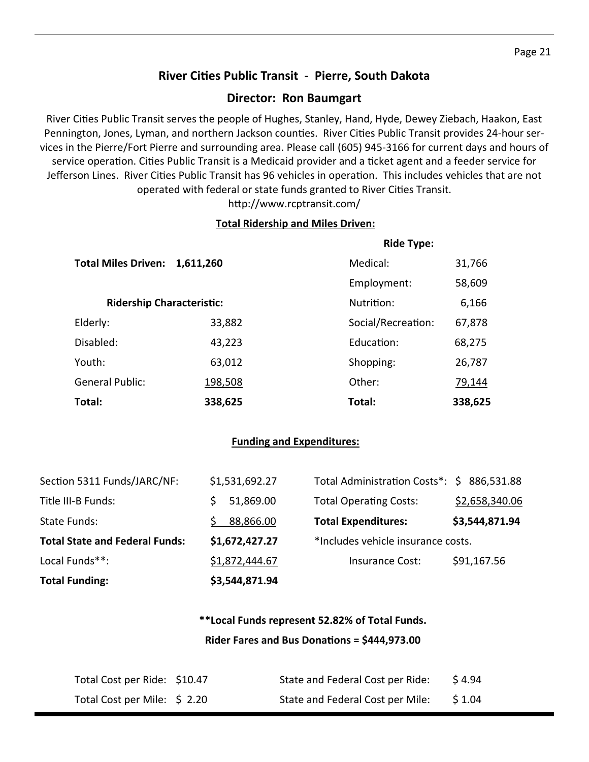## River Cities Public Transit - Pierre, South Dakota

### Director: Ron Baumgart

River Cities Public Transit serves the people of Hughes, Stanley, Hand, Hyde, Dewey Ziebach, Haakon, East Pennington, Jones, Lyman, and northern Jackson counties. River Cities Public Transit provides 24-hour services in the Pierre/Fort Pierre and surrounding area. Please call (605) 945-3166 for current days and hours of service operation. Cities Public Transit is a Medicaid provider and a ticket agent and a feeder service for Jefferson Lines. River Cities Public Transit has 96 vehicles in operation. This includes vehicles that are not operated with federal or state funds granted to River Cities Transit.

http://www.rcptransit.com/

**Total Ridership and Miles Driven:**

**Total Miles Driven: 1,611,260**

| Ridership Characteristic: | | Ride Type: | |
|---|---|---|---|
| | | Medical: | 31,766 |
| | | Employment: | 58,609 |
| | | Nutrition: | 6,166 |
| Elderly: | 33,882 | Social/Recreation: | 67,878 |
| Disabled: | 43,223 | Education: | 68,275 |
| Youth: | 63,012 | Shopping: | 26,787 |
| General Public: | 198,508 | Other: | 79,144 |
| **Total:** | **338,625** | **Total:** | **338,625** |

**Funding and Expenditures:**

| | | | |
|---|---|---|---|
| Section 5311 Funds/JARC/NF: | $1,531,692.27 | Total Administration Costs*: | $ 886,531.88 |
| Title III-B Funds: | $ 51,869.00 | Total Operating Costs: | $2,658,340.06 |
| State Funds: | $ 88,866.00 | **Total Expenditures:** | **$3,544,871.94** |
| **Total State and Federal Funds:** | **$1,672,427.27** | *Includes vehicle insurance costs. | |
| Local Funds**: | $1,872,444.67 | Insurance Cost: | $91,167.56 |
| **Total Funding:** | **$3,544,871.94** | | |

**\*\*Local Funds represent 52.82% of Total Funds.**

**Rider Fares and Bus Donations = $444,973.00**

| | | | |
|---|---|---|---|
| Total Cost per Ride: | $10.47 | State and Federal Cost per Ride: | $ 4.94 |
| Total Cost per Mile: | $ 2.20 | State and Federal Cost per Mile: | $ 1.04 |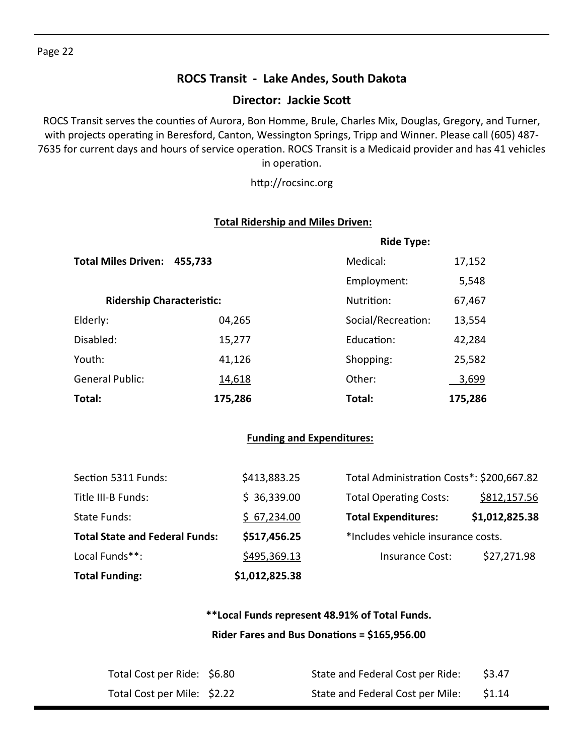## ROCS Transit - Lake Andes, South Dakota

### Director: Jackie Scott

ROCS Transit serves the counties of Aurora, Bon Homme, Brule, Charles Mix, Douglas, Gregory, and Turner, with projects operating in Beresford, Canton, Wessington Springs, Tripp and Winner. Please call (605) 487-7635 for current days and hours of service operation. ROCS Transit is a Medicaid provider and has 41 vehicles in operation.

http://rocsinc.org

**Total Ridership and Miles Driven:**

**Total Miles Driven: 455,733**

| **Ridership Characteristic:** | | **Ride Type:** | |
|---|---|---|---|
| | | Medical: | 17,152 |
| | | Employment: | 5,548 |
| | | Nutrition: | 67,467 |
| Elderly: | 04,265 | Social/Recreation: | 13,554 |
| Disabled: | 15,277 | Education: | 42,284 |
| Youth: | 41,126 | Shopping: | 25,582 |
| General Public: | 14,618 | Other: | 3,699 |
| **Total:** | **175,286** | **Total:** | **175,286** |

**Funding and Expenditures:**

| | | | |
|---|---|---|---|
| Section 5311 Funds: | $413,883.25 | Total Administration Costs*: | $200,667.82 |
| Title III-B Funds: | $ 36,339.00 | Total Operating Costs: | $812,157.56 |
| State Funds: | $ 67,234.00 | **Total Expenditures:** | **$1,012,825.38** |
| **Total State and Federal Funds:** | **$517,456.25** | *Includes vehicle insurance costs. | |
| Local Funds**: | $495,369.13 | Insurance Cost: | $27,271.98 |
| **Total Funding:** | **$1,012,825.38** | | |

**\*\*Local Funds represent 48.91% of Total Funds.**

**Rider Fares and Bus Donations = $165,956.00**

| | | | |
|---|---|---|---|
| Total Cost per Ride: | $6.80 | State and Federal Cost per Ride: | $3.47 |
| Total Cost per Mile: | $2.22 | State and Federal Cost per Mile: | $1.14 |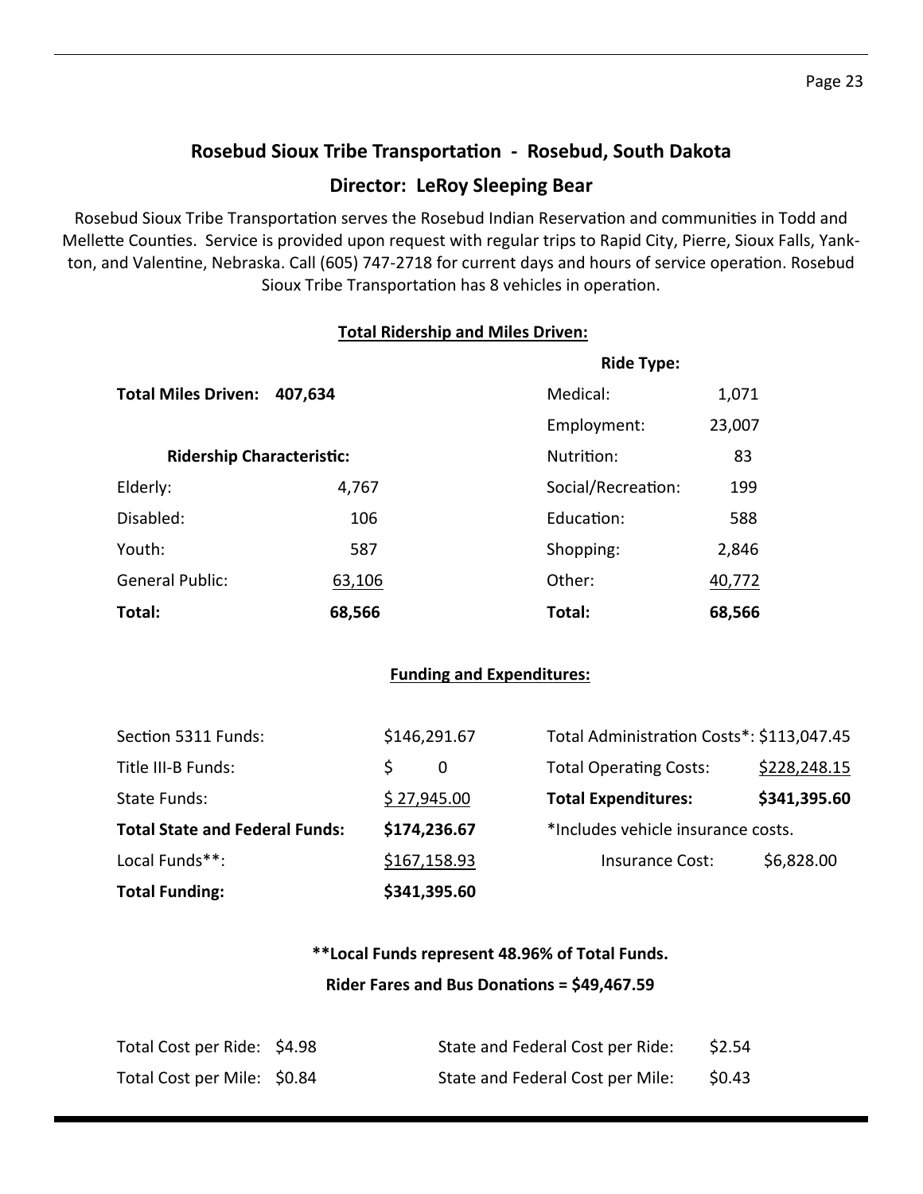## Rosebud Sioux Tribe Transportation - Rosebud, South Dakota

## Director: LeRoy Sleeping Bear

Rosebud Sioux Tribe Transportation serves the Rosebud Indian Reservation and communities in Todd and Mellette Counties. Service is provided upon request with regular trips to Rapid City, Pierre, Sioux Falls, Yankton, and Valentine, Nebraska. Call (605) 747-2718 for current days and hours of service operation. Rosebud Sioux Tribe Transportation has 8 vehicles in operation.

### Total Ridership and Miles Driven:

**Total Miles Driven: 407,634**

| Ridership Characteristic: | | Ride Type: | |
|---|---|---|---|
| Elderly: | 4,767 | Medical: | 1,071 |
| Disabled: | 106 | Employment: | 23,007 |
| Youth: | 587 | Nutrition: | 83 |
| General Public: | 63,106 | Social/Recreation: | 199 |
| | | Education: | 588 |
| | | Shopping: | 2,846 |
| | | Other: | 40,772 |
| **Total:** | **68,566** | **Total:** | **68,566** |

### Funding and Expenditures:

| | | | |
|---|---|---|---|
| Section 5311 Funds: | $146,291.67 | Total Administration Costs*: | $113,047.45 |
| Title III-B Funds: | $ 0 | Total Operating Costs: | $228,248.15 |
| State Funds: | $ 27,945.00 | **Total Expenditures:** | **$341,395.60** |
| **Total State and Federal Funds:** | **$174,236.67** | *Includes vehicle insurance costs. | |
| Local Funds**: | $167,158.93 | Insurance Cost: | $6,828.00 |
| **Total Funding:** | **$341,395.60** | | |

**\*\*Local Funds represent 48.96% of Total Funds.**

**Rider Fares and Bus Donations = $49,467.59**

| | | | |
|---|---|---|---|
| Total Cost per Ride: | $4.98 | State and Federal Cost per Ride: | $2.54 |
| Total Cost per Mile: | $0.84 | State and Federal Cost per Mile: | $0.43 |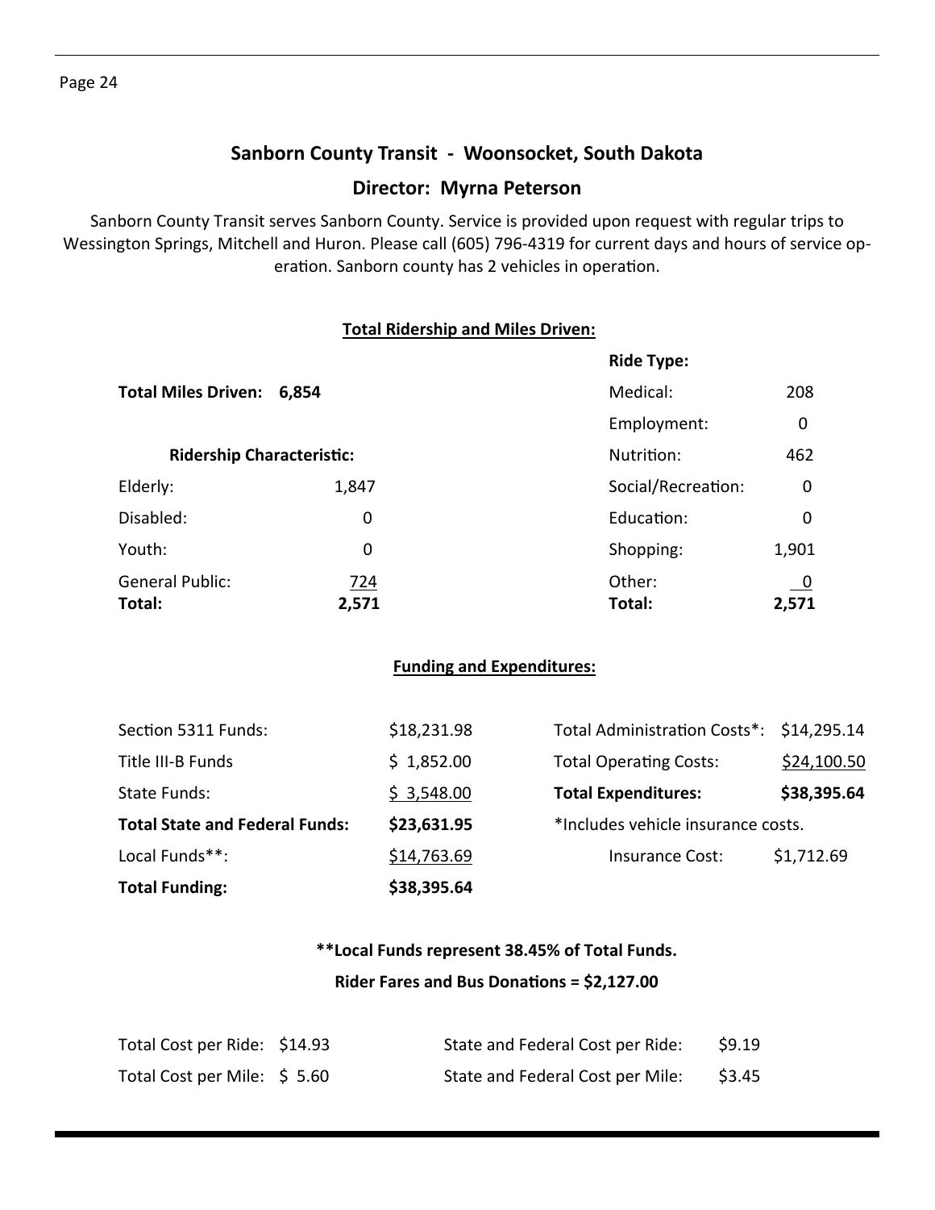## Sanborn County Transit - Woonsocket, South Dakota

## Director: Myrna Peterson

Sanborn County Transit serves Sanborn County. Service is provided upon request with regular trips to Wessington Springs, Mitchell and Huron. Please call (605) 796-4319 for current days and hours of service operation. Sanborn county has 2 vehicles in operation.

### Total Ridership and Miles Driven:

**Total Miles Driven: 6,854**

| Ridership Characteristic: | | Ride Type: | |
|---|---|---|---|
| | | Medical: | 208 |
| | | Employment: | 0 |
| | | Nutrition: | 462 |
| Elderly: | 1,847 | Social/Recreation: | 0 |
| Disabled: | 0 | Education: | 0 |
| Youth: | 0 | Shopping: | 1,901 |
| General Public: | 724 | Other: | 0 |
| **Total:** | **2,571** | **Total:** | **2,571** |

### Funding and Expenditures:

| | | | |
|---|---|---|---|
| Section 5311 Funds: | $18,231.98 | Total Administration Costs*: | $14,295.14 |
| Title III-B Funds | $ 1,852.00 | Total Operating Costs: | $24,100.50 |
| State Funds: | $ 3,548.00 | **Total Expenditures:** | **$38,395.64** |
| **Total State and Federal Funds:** | **$23,631.95** | *Includes vehicle insurance costs. | |
| Local Funds**: | $14,763.69 | Insurance Cost: | $1,712.69 |
| **Total Funding:** | **$38,395.64** | | |

**\*\*Local Funds represent 38.45% of Total Funds.**

**Rider Fares and Bus Donations = $2,127.00**

| | | | |
|---|---|---|---|
| Total Cost per Ride: | $14.93 | State and Federal Cost per Ride: | $9.19 |
| Total Cost per Mile: | $ 5.60 | State and Federal Cost per Mile: | $3.45 |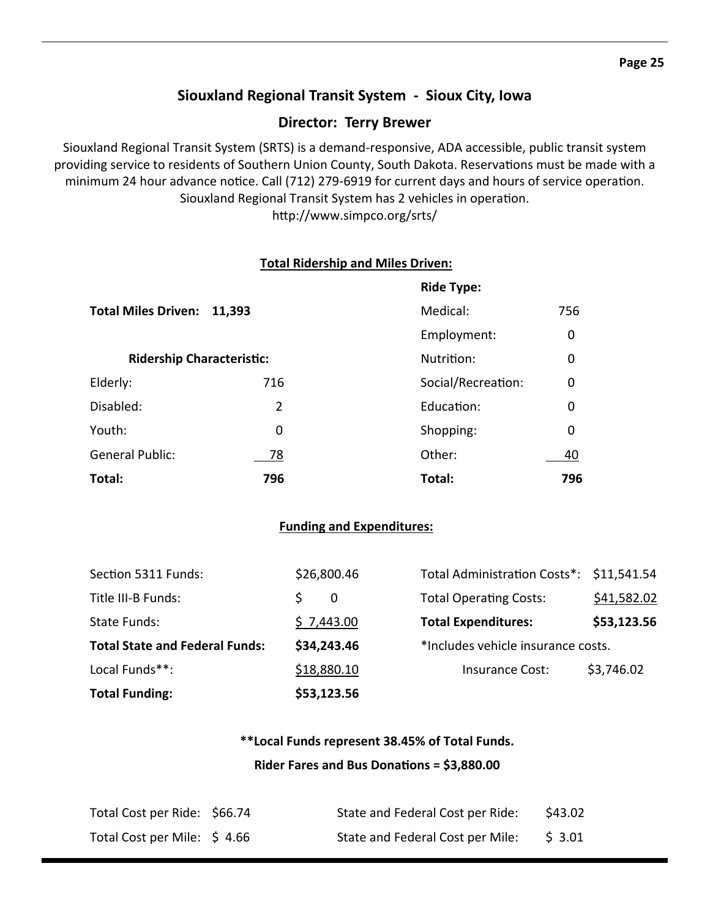## Siouxland Regional Transit System - Sioux City, Iowa

### Director: Terry Brewer

Siouxland Regional Transit System (SRTS) is a demand-responsive, ADA accessible, public transit system providing service to residents of Southern Union County, South Dakota. Reservations must be made with a minimum 24 hour advance notice. Call (712) 279-6919 for current days and hours of service operation. Siouxland Regional Transit System has 2 vehicles in operation.
http://www.simpco.org/srts/

**Total Ridership and Miles Driven:**

**Total Miles Driven: 11,393**

| **Ridership Characteristic:** | | **Ride Type:** | |
|---|---|---|---|
| Elderly: | 716 | Medical: | 756 |
| Disabled: | 2 | Employment: | 0 |
| Youth: | 0 | Nutrition: | 0 |
| General Public: | 78 | Social/Recreation: | 0 |
| | | Education: | 0 |
| | | Shopping: | 0 |
| | | Other: | 40 |
| **Total:** | **796** | **Total:** | **796** |

**Funding and Expenditures:**

| | | | |
|---|---|---|---|
| Section 5311 Funds: | $26,800.46 | Total Administration Costs*: | $11,541.54 |
| Title III-B Funds: | $ 0 | Total Operating Costs: | $41,582.02 |
| State Funds: | $ 7,443.00 | **Total Expenditures:** | **$53,123.56** |
| **Total State and Federal Funds:** | **$34,243.46** | *Includes vehicle insurance costs. | |
| Local Funds**: | $18,880.10 | Insurance Cost: | $3,746.02 |
| **Total Funding:** | **$53,123.56** | | |

**\*\*Local Funds represent 38.45% of Total Funds.**

**Rider Fares and Bus Donations = $3,880.00**

| | | | |
|---|---|---|---|
| Total Cost per Ride: | $66.74 | State and Federal Cost per Ride: | $43.02 |
| Total Cost per Mile: | $ 4.66 | State and Federal Cost per Mile: | $ 3.01 |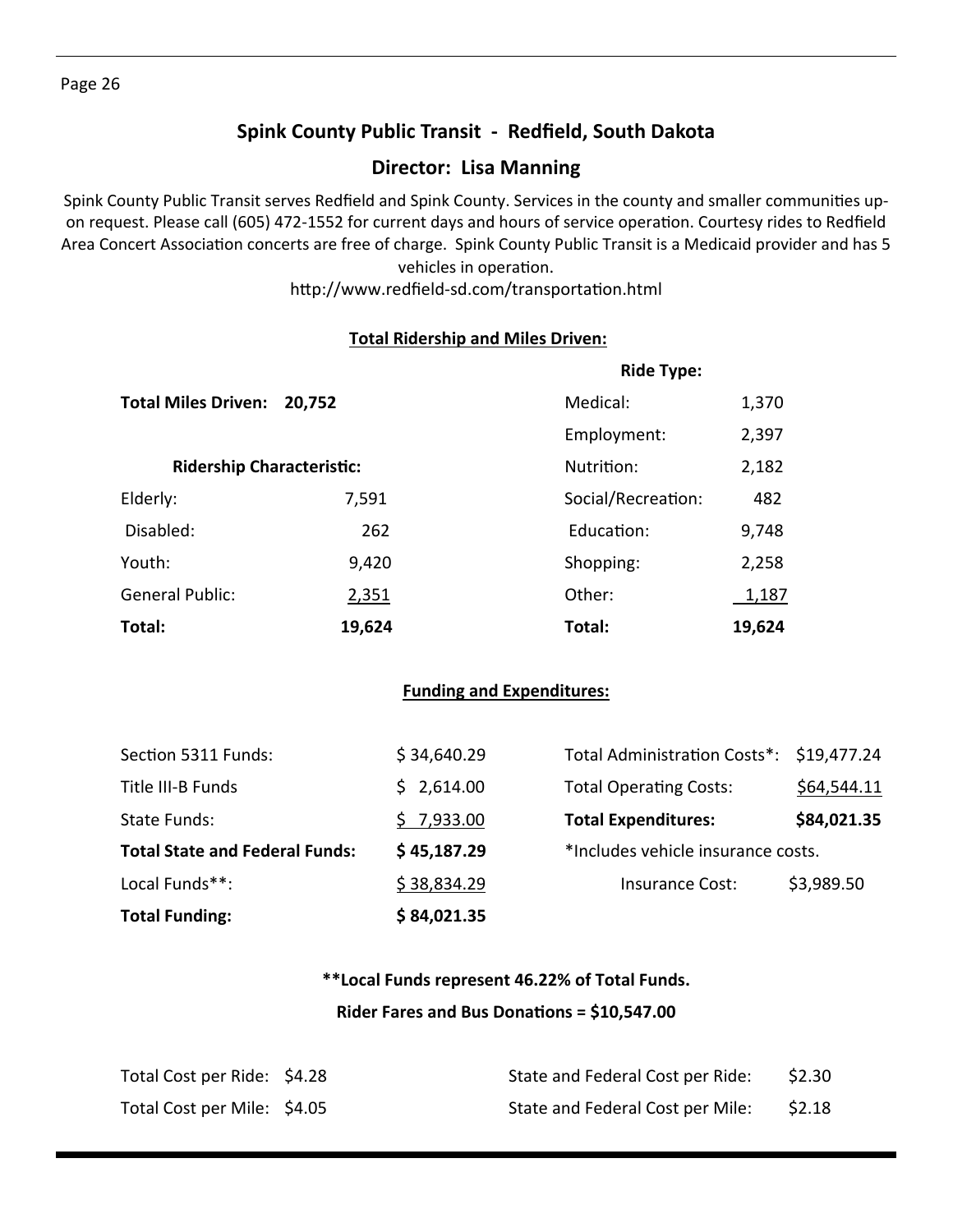## Spink County Public Transit - Redfield, South Dakota

### Director: Lisa Manning

Spink County Public Transit serves Redfield and Spink County. Services in the county and smaller communities upon request. Please call (605) 472-1552 for current days and hours of service operation. Courtesy rides to Redfield Area Concert Association concerts are free of charge. Spink County Public Transit is a Medicaid provider and has 5 vehicles in operation.

http://www.redfield-sd.com/transportation.html

**Total Ridership and Miles Driven:**

**Total Miles Driven: 20,752**

| **Ridership Characteristic:** | | **Ride Type:** | |
|---|---|---|---|
| | | Medical: | 1,370 |
| | | Employment: | 2,397 |
| | | Nutrition: | 2,182 |
| Elderly: | 7,591 | Social/Recreation: | 482 |
| Disabled: | 262 | Education: | 9,748 |
| Youth: | 9,420 | Shopping: | 2,258 |
| General Public: | 2,351 | Other: | 1,187 |
| **Total:** | **19,624** | **Total:** | **19,624** |

**Funding and Expenditures:**

| | | | |
|---|---|---|---|
| Section 5311 Funds: | $ 34,640.29 | Total Administration Costs*: | $19,477.24 |
| Title III-B Funds | $ 2,614.00 | Total Operating Costs: | $64,544.11 |
| State Funds: | $ 7,933.00 | **Total Expenditures:** | **$84,021.35** |
| **Total State and Federal Funds:** | **$ 45,187.29** | *Includes vehicle insurance costs. | |
| Local Funds**: | $ 38,834.29 | Insurance Cost: | $3,989.50 |
| **Total Funding:** | **$ 84,021.35** | | |

**\*\*Local Funds represent 46.22% of Total Funds.**

**Rider Fares and Bus Donations = $10,547.00**

| | | | |
|---|---|---|---|
| Total Cost per Ride: | $4.28 | State and Federal Cost per Ride: | $2.30 |
| Total Cost per Mile: | $4.05 | State and Federal Cost per Mile: | $2.18 |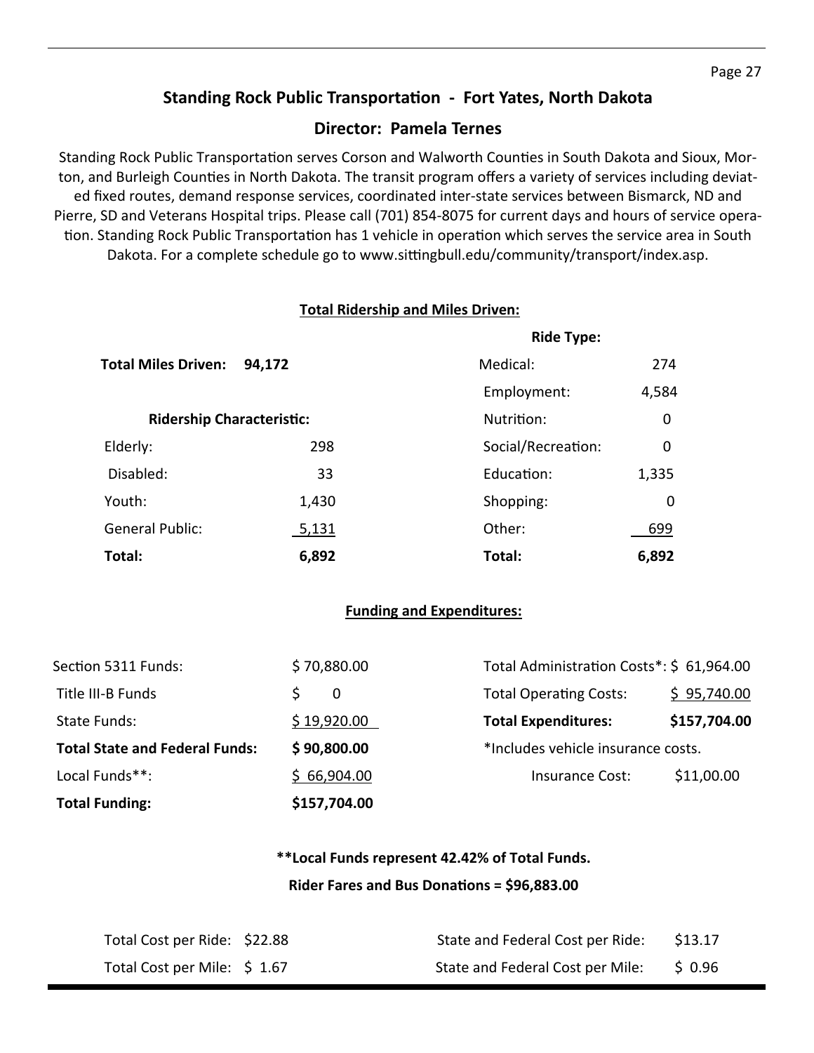## Standing Rock Public Transportation - Fort Yates, North Dakota

### Director: Pamela Ternes

Standing Rock Public Transportation serves Corson and Walworth Counties in South Dakota and Sioux, Morton, and Burleigh Counties in North Dakota. The transit program offers a variety of services including deviated fixed routes, demand response services, coordinated inter-state services between Bismarck, ND and Pierre, SD and Veterans Hospital trips. Please call (701) 854-8075 for current days and hours of service operation. Standing Rock Public Transportation has 1 vehicle in operation which serves the service area in South Dakota. For a complete schedule go to www.sittingbull.edu/community/transport/index.asp.

**Total Ridership and Miles Driven:**

**Total Miles Driven: 94,172**

| Ridership Characteristic: | | Ride Type: | |
|---|---|---|---|
| Elderly: | 298 | Medical: | 274 |
| Disabled: | 33 | Employment: | 4,584 |
| Youth: | 1,430 | Nutrition: | 0 |
| General Public: | 5,131 | Social/Recreation: | 0 |
| | | Education: | 1,335 |
| | | Shopping: | 0 |
| | | Other: | 699 |
| **Total:** | **6,892** | **Total:** | **6,892** |

**Funding and Expenditures:**

| | | | |
|---|---|---|---|
| Section 5311 Funds: | $ 70,880.00 | Total Administration Costs*: | $ 61,964.00 |
| Title III-B Funds | $ 0 | Total Operating Costs: | $ 95,740.00 |
| State Funds: | $ 19,920.00 | **Total Expenditures:** | **$157,704.00** |
| **Total State and Federal Funds:** | **$ 90,800.00** | *Includes vehicle insurance costs. | |
| Local Funds**: | $ 66,904.00 | Insurance Cost: | $11,00.00 |
| **Total Funding:** | **$157,704.00** | | |

**Local Funds represent 42.42% of Total Funds.**

**Rider Fares and Bus Donations = $96,883.00**

| | | | |
|---|---|---|---|
| Total Cost per Ride: | $22.88 | State and Federal Cost per Ride: | $13.17 |
| Total Cost per Mile: | $ 1.67 | State and Federal Cost per Mile: | $ 0.96 |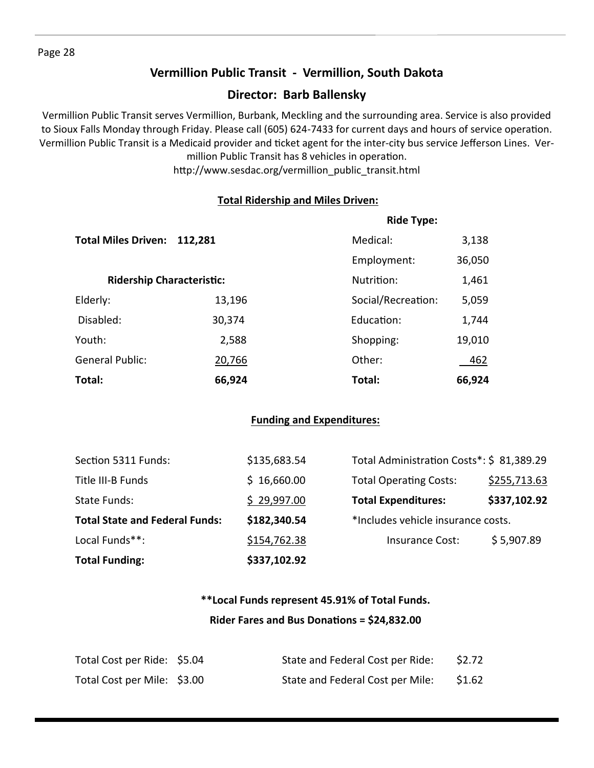## Vermillion Public Transit - Vermillion, South Dakota

### Director: Barb Ballensky

Vermillion Public Transit serves Vermillion, Burbank, Meckling and the surrounding area. Service is also provided to Sioux Falls Monday through Friday. Please call (605) 624-7433 for current days and hours of service operation. Vermillion Public Transit is a Medicaid provider and ticket agent for the inter-city bus service Jefferson Lines. Vermillion Public Transit has 8 vehicles in operation.

http://www.sesdac.org/vermillion_public_transit.html

**Total Ridership and Miles Driven:**

**Total Miles Driven: 112,281**

| Ridership Characteristic: | |
|---|---|
| Elderly: | 13,196 |
| Disabled: | 30,374 |
| Youth: | 2,588 |
| General Public: | 20,766 |
| **Total:** | **66,924** |

| Ride Type: | |
|---|---|
| Medical: | 3,138 |
| Employment: | 36,050 |
| Nutrition: | 1,461 |
| Social/Recreation: | 5,059 |
| Education: | 1,744 |
| Shopping: | 19,010 |
| Other: | 462 |
| **Total:** | **66,924** |

**Funding and Expenditures:**

| Funding | |
|---|---|
| Section 5311 Funds: | $135,683.54 |
| Title III-B Funds | $ 16,660.00 |
| State Funds: | $ 29,997.00 |
| **Total State and Federal Funds:** | **$182,340.54** |
| Local Funds**: | $154,762.38 |
| **Total Funding:** | **$337,102.92** |

| Expenditures | |
|---|---|
| Total Administration Costs*: | $ 81,389.29 |
| Total Operating Costs: | $255,713.63 |
| **Total Expenditures:** | **$337,102.92** |

*Includes vehicle insurance costs.

Insurance Cost: $ 5,907.89

**\*\*Local Funds represent 45.91% of Total Funds.**

**Rider Fares and Bus Donations = $24,832.00**

| | | | |
|---|---|---|---|
| Total Cost per Ride: | $5.04 | State and Federal Cost per Ride: | $2.72 |
| Total Cost per Mile: | $3.00 | State and Federal Cost per Mile: | $1.62 |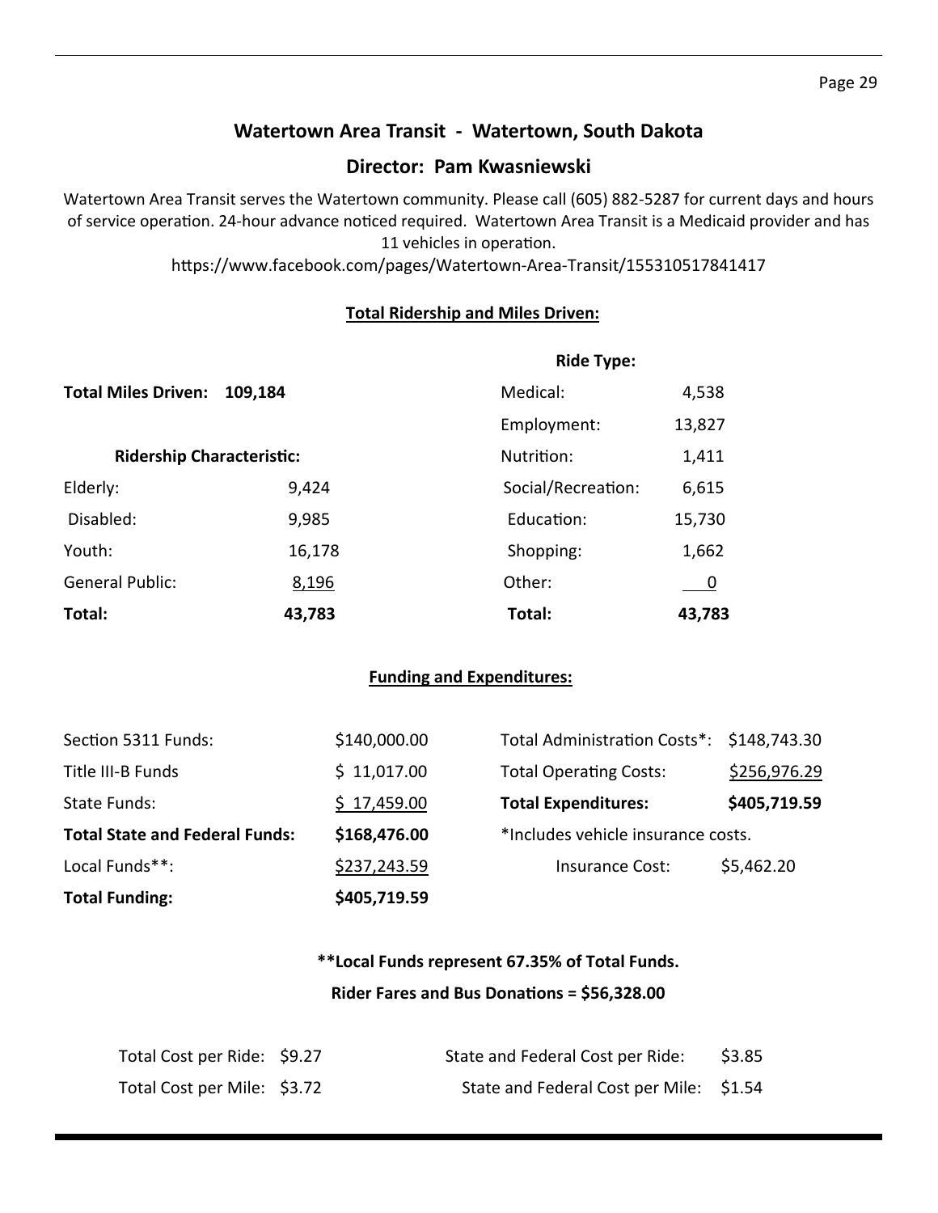## Watertown Area Transit - Watertown, South Dakota

### Director: Pam Kwasniewski

Watertown Area Transit serves the Watertown community. Please call (605) 882-5287 for current days and hours of service operation. 24-hour advance noticed required. Watertown Area Transit is a Medicaid provider and has 11 vehicles in operation.

https://www.facebook.com/pages/Watertown-Area-Transit/155310517841417

**Total Ridership and Miles Driven:**

**Total Miles Driven: 109,184**

| Ridership Characteristic: | | Ride Type: | |
|---|---|---|---|
| Elderly: | 9,424 | Medical: | 4,538 |
| Disabled: | 9,985 | Employment: | 13,827 |
| Youth: | 16,178 | Nutrition: | 1,411 |
| General Public: | 8,196 | Social/Recreation: | 6,615 |
| | | Education: | 15,730 |
| | | Shopping: | 1,662 |
| | | Other: | 0 |
| **Total:** | **43,783** | **Total:** | **43,783** |

**Funding and Expenditures:**

| | | | |
|---|---|---|---|
| Section 5311 Funds: | $140,000.00 | Total Administration Costs*: | $148,743.30 |
| Title III-B Funds | $ 11,017.00 | Total Operating Costs: | $256,976.29 |
| State Funds: | $ 17,459.00 | **Total Expenditures:** | **$405,719.59** |
| **Total State and Federal Funds:** | **$168,476.00** | *Includes vehicle insurance costs. | |
| Local Funds**: | $237,243.59 | Insurance Cost: | $5,462.20 |
| **Total Funding:** | **$405,719.59** | | |

**\*\*Local Funds represent 67.35% of Total Funds.**

**Rider Fares and Bus Donations = $56,328.00**

| | | | |
|---|---|---|---|
| Total Cost per Ride: | $9.27 | State and Federal Cost per Ride: | $3.85 |
| Total Cost per Mile: | $3.72 | State and Federal Cost per Mile: | $1.54 |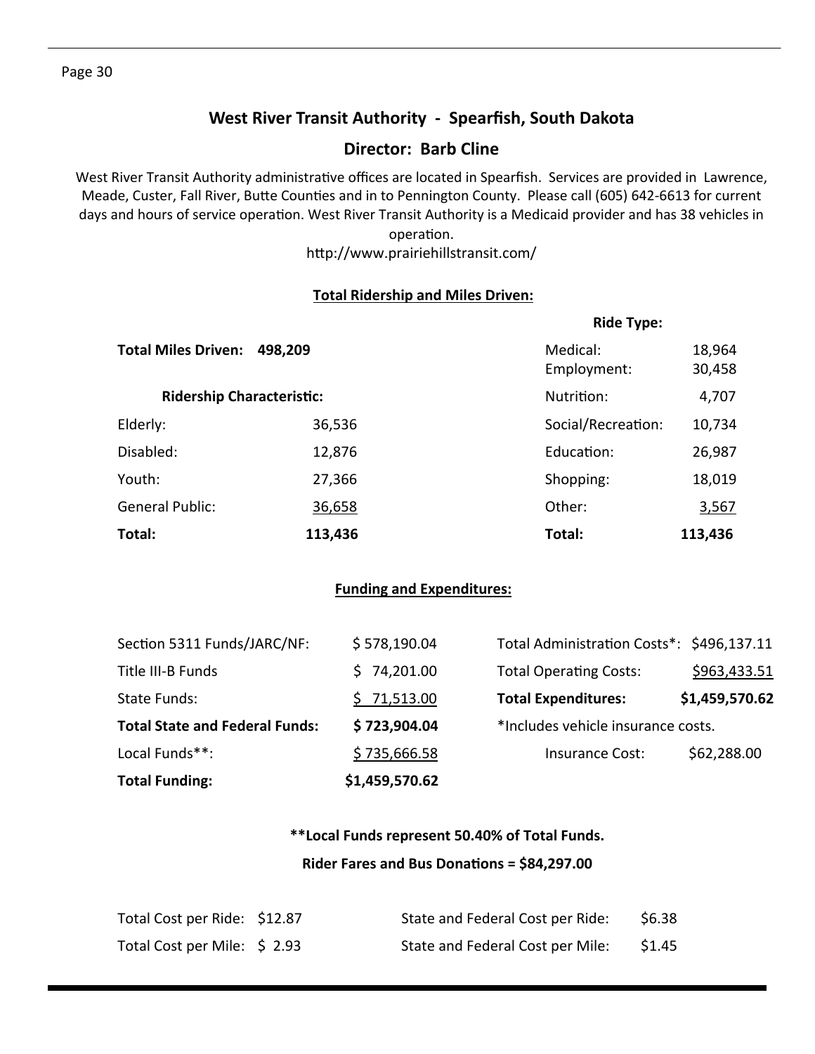## West River Transit Authority - Spearfish, South Dakota

## Director: Barb Cline

West River Transit Authority administrative offices are located in Spearfish. Services are provided in Lawrence, Meade, Custer, Fall River, Butte Counties and in to Pennington County. Please call (605) 642-6613 for current days and hours of service operation. West River Transit Authority is a Medicaid provider and has 38 vehicles in operation.

http://www.prairiehillstransit.com/

### Total Ridership and Miles Driven:

**Total Miles Driven: 498,209**

| Ridership Characteristic: | |
|---|---|
| Elderly: | 36,536 |
| Disabled: | 12,876 |
| Youth: | 27,366 |
| General Public: | 36,658 |
| **Total:** | **113,436** |

| Ride Type: | |
|---|---|
| Medical: | 18,964 |
| Employment: | 30,458 |
| Nutrition: | 4,707 |
| Social/Recreation: | 10,734 |
| Education: | 26,987 |
| Shopping: | 18,019 |
| Other: | 3,567 |
| **Total:** | **113,436** |

### Funding and Expenditures:

| | |
|---|---|
| Section 5311 Funds/JARC/NF: | $ 578,190.04 |
| Title III-B Funds | $ 74,201.00 |
| State Funds: | $ 71,513.00 |
| **Total State and Federal Funds:** | **$ 723,904.04** |
| Local Funds**: | $ 735,666.58 |
| **Total Funding:** | **$1,459,570.62** |

| | |
|---|---|
| Total Administration Costs*: | $496,137.11 |
| Total Operating Costs: | $963,433.51 |
| **Total Expenditures:** | **$1,459,570.62** |

*Includes vehicle insurance costs.

Insurance Cost: $62,288.00

**\*\*Local Funds represent 50.40% of Total Funds.**

**Rider Fares and Bus Donations = $84,297.00**

| | | | |
|---|---|---|---|
| Total Cost per Ride: | $12.87 | State and Federal Cost per Ride: | $6.38 |
| Total Cost per Mile: | $ 2.93 | State and Federal Cost per Mile: | $1.45 |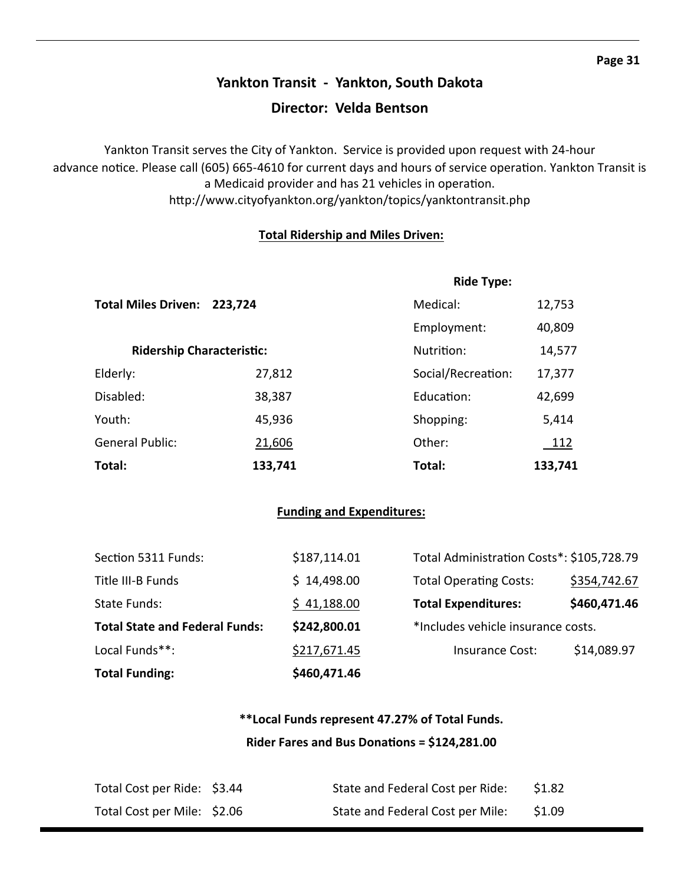# Yankton Transit - Yankton, South Dakota

## Director: Velda Bentson

Yankton Transit serves the City of Yankton. Service is provided upon request with 24-hour advance notice. Please call (605) 665-4610 for current days and hours of service operation. Yankton Transit is a Medicaid provider and has 21 vehicles in operation.
http://www.cityofyankton.org/yankton/topics/yanktontransit.php

### Total Ridership and Miles Driven:

**Total Miles Driven: 223,724**

| Ridership Characteristic: | | Ride Type: | |
|---|---|---|---|
| Elderly: | 27,812 | Medical: | 12,753 |
| Disabled: | 38,387 | Employment: | 40,809 |
| Youth: | 45,936 | Nutrition: | 14,577 |
| General Public: | 21,606 | Social/Recreation: | 17,377 |
| | | Education: | 42,699 |
| | | Shopping: | 5,414 |
| | | Other: | 112 |
| **Total:** | **133,741** | **Total:** | **133,741** |

### Funding and Expenditures:

| | | | |
|---|---|---|---|
| Section 5311 Funds: | $187,114.01 | Total Administration Costs*: | $105,728.79 |
| Title III-B Funds | $ 14,498.00 | Total Operating Costs: | $354,742.67 |
| State Funds: | $ 41,188.00 | **Total Expenditures:** | **$460,471.46** |
| **Total State and Federal Funds:** | **$242,800.01** | *Includes vehicle insurance costs. | |
| Local Funds**: | $217,671.45 | Insurance Cost: | $14,089.97 |
| **Total Funding:** | **$460,471.46** | | |

**\*\*Local Funds represent 47.27% of Total Funds.**

**Rider Fares and Bus Donations = $124,281.00**

| | | | |
|---|---|---|---|
| Total Cost per Ride: | $3.44 | State and Federal Cost per Ride: | $1.82 |
| Total Cost per Mile: | $2.06 | State and Federal Cost per Mile: | $1.09 |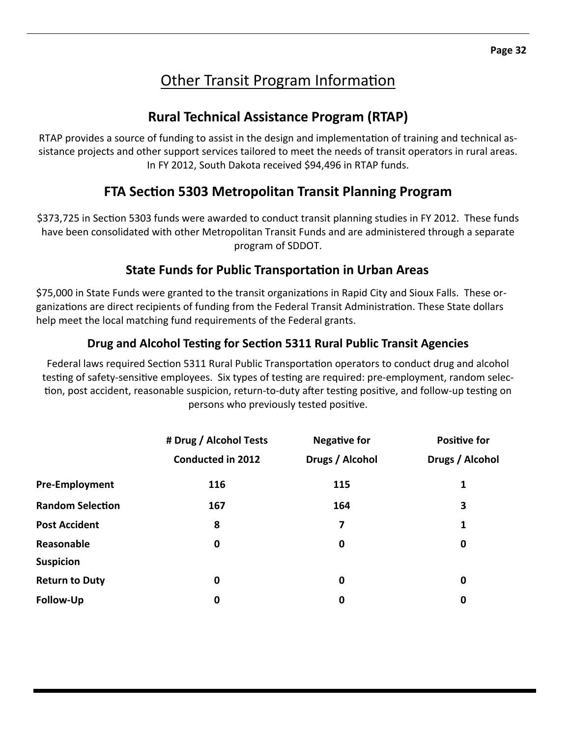# Other Transit Program Information

## Rural Technical Assistance Program (RTAP)

RTAP provides a source of funding to assist in the design and implementation of training and technical assistance projects and other support services tailored to meet the needs of transit operators in rural areas. In FY 2012, South Dakota received $94,496 in RTAP funds.

## FTA Section 5303 Metropolitan Transit Planning Program

$373,725 in Section 5303 funds were awarded to conduct transit planning studies in FY 2012. These funds have been consolidated with other Metropolitan Transit Funds and are administered through a separate program of SDDOT.

### State Funds for Public Transportation in Urban Areas

$75,000 in State Funds were granted to the transit organizations in Rapid City and Sioux Falls. These organizations are direct recipients of funding from the Federal Transit Administration. These State dollars help meet the local matching fund requirements of the Federal grants.

### Drug and Alcohol Testing for Section 5311 Rural Public Transit Agencies

Federal laws required Section 5311 Rural Public Transportation operators to conduct drug and alcohol testing of safety-sensitive employees. Six types of testing are required: pre-employment, random selection, post accident, reasonable suspicion, return-to-duty after testing positive, and follow-up testing on persons who previously tested positive.

| | # Drug / Alcohol Tests Conducted in 2012 | Negative for Drugs / Alcohol | Positive for Drugs / Alcohol |
|---|---|---|---|
| **Pre-Employment** | **116** | **115** | **1** |
| **Random Selection** | **167** | **164** | **3** |
| **Post Accident** | **8** | **7** | **1** |
| **Reasonable Suspicion** | **0** | **0** | **0** |
| **Return to Duty** | **0** | **0** | **0** |
| **Follow-Up** | **0** | **0** | **0** |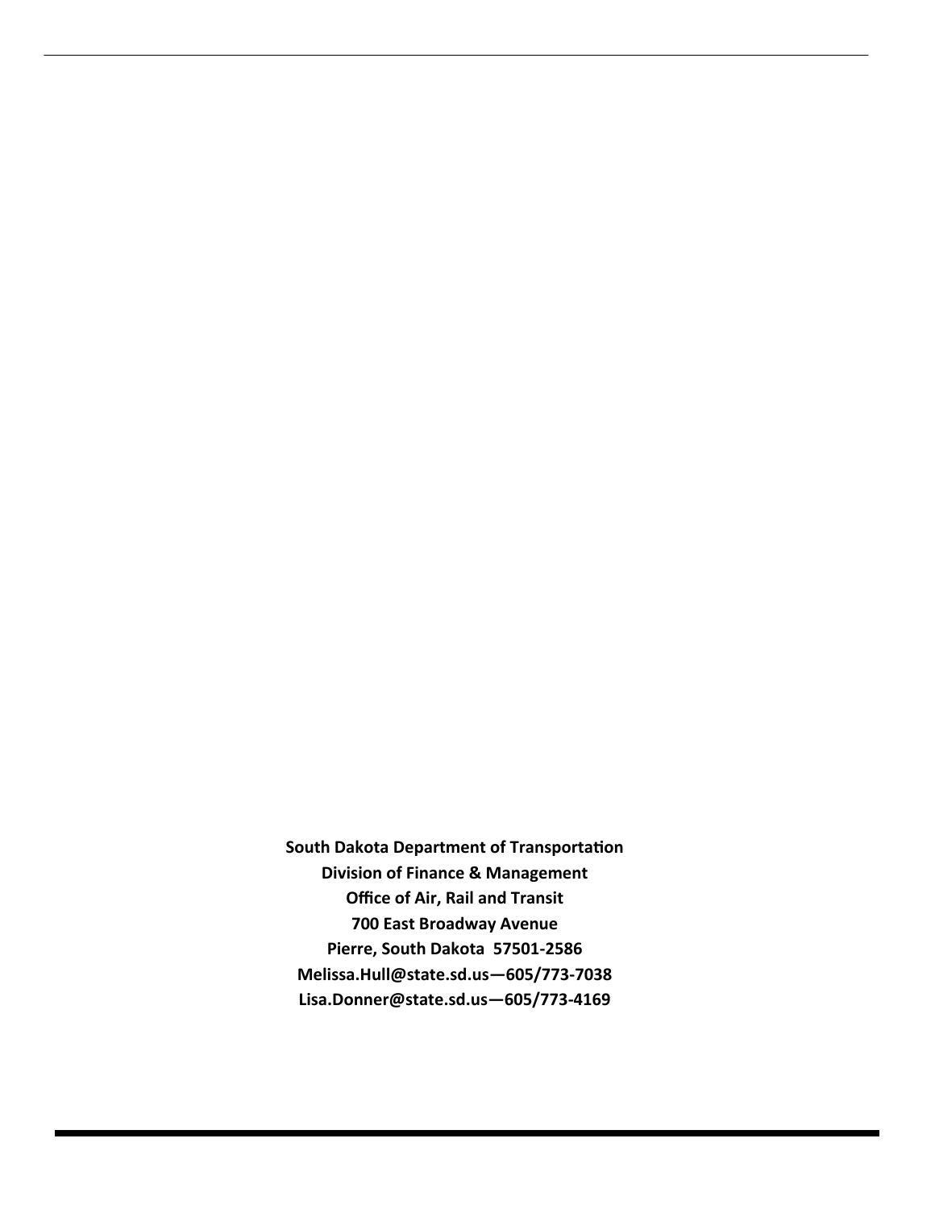**South Dakota Department of Transportation**
**Division of Finance & Management**
**Office of Air, Rail and Transit**
**700 East Broadway Avenue**
**Pierre, South Dakota  57501-2586**
**Melissa.Hull@state.sd.us—605/773-7038**
**Lisa.Donner@state.sd.us—605/773-4169**